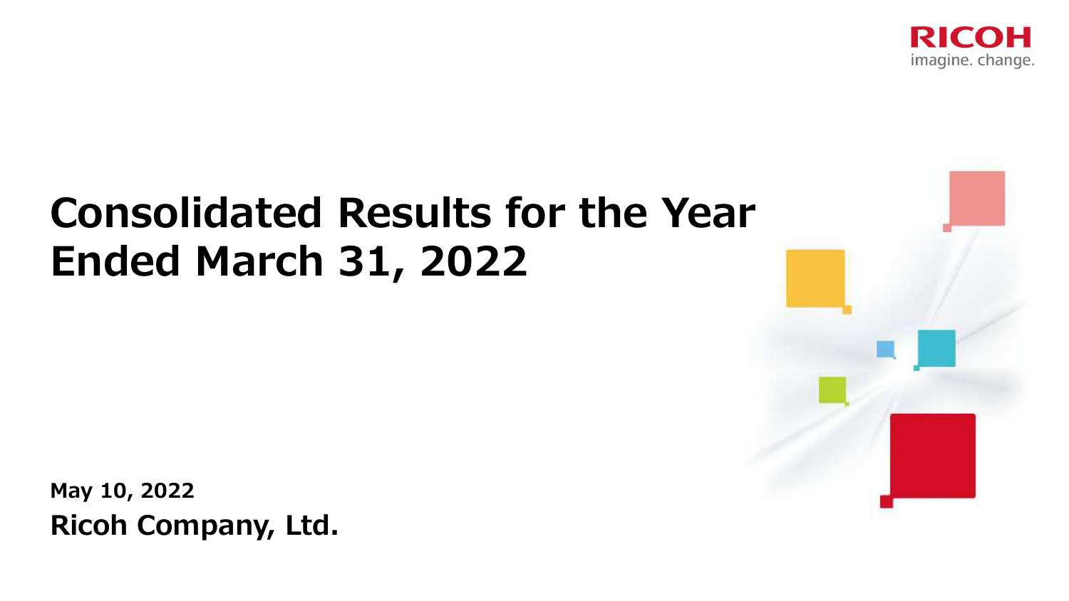RICOH
imagine. change.

# Consolidated Results for the Year Ended March 31, 2022

**May 10, 2022**

**Ricoh Company, Ltd.**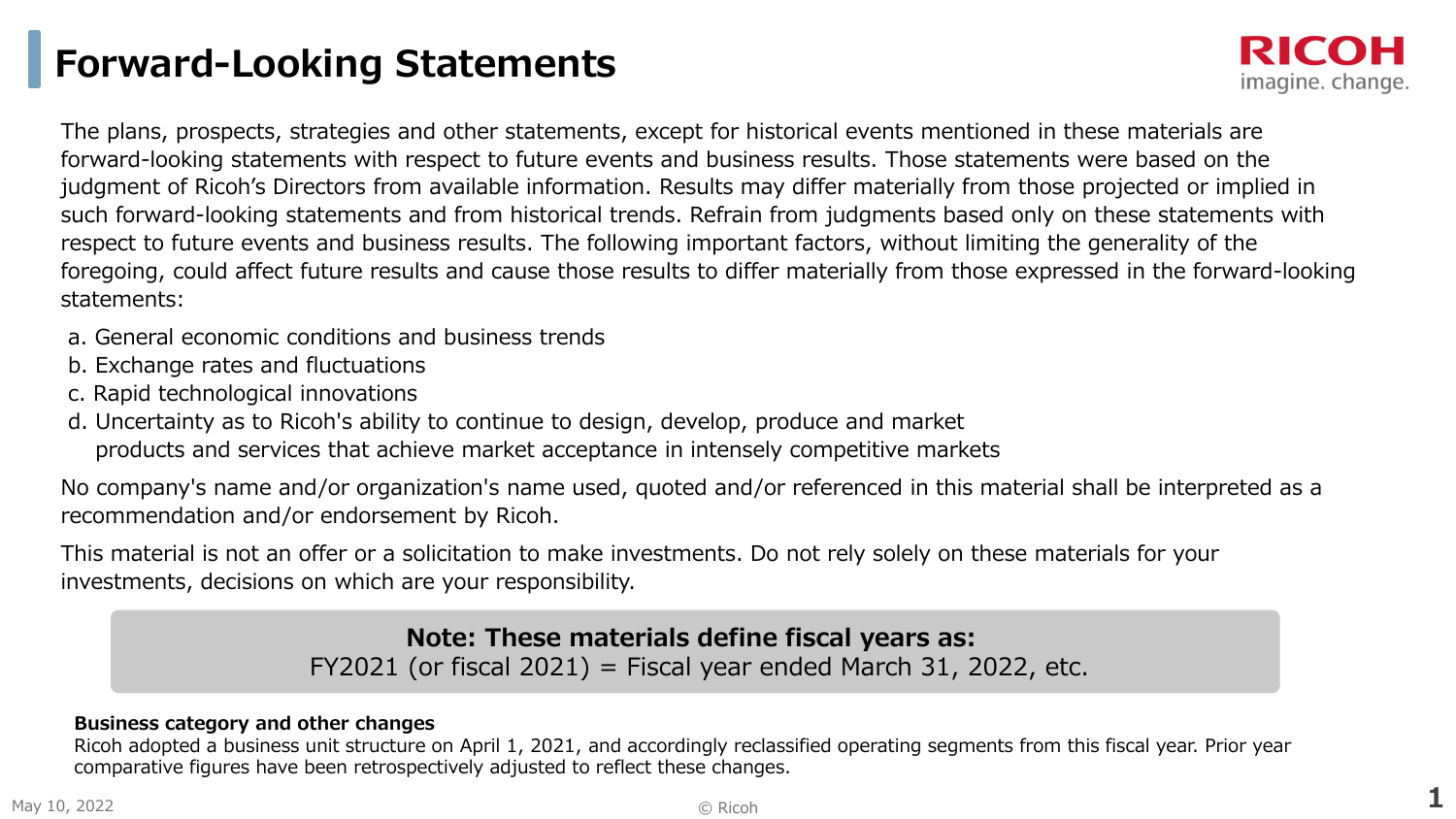# Forward-Looking Statements

The plans, prospects, strategies and other statements, except for historical events mentioned in these materials are forward-looking statements with respect to future events and business results. Those statements were based on the judgment of Ricoh's Directors from available information. Results may differ materially from those projected or implied in such forward-looking statements and from historical trends. Refrain from judgments based only on these statements with respect to future events and business results. The following important factors, without limiting the generality of the foregoing, could affect future results and cause those results to differ materially from those expressed in the forward-looking statements:

a. General economic conditions and business trends
b. Exchange rates and fluctuations
c. Rapid technological innovations
d. Uncertainty as to Ricoh's ability to continue to design, develop, produce and market products and services that achieve market acceptance in intensely competitive markets

No company's name and/or organization's name used, quoted and/or referenced in this material shall be interpreted as a recommendation and/or endorsement by Ricoh.

This material is not an offer or a solicitation to make investments. Do not rely solely on these materials for your investments, decisions on which are your responsibility.

**Note: These materials define fiscal years as:**
FY2021 (or fiscal 2021) = Fiscal year ended March 31, 2022, etc.

**Business category and other changes**
Ricoh adopted a business unit structure on April 1, 2021, and accordingly reclassified operating segments from this fiscal year. Prior year comparative figures have been retrospectively adjusted to reflect these changes.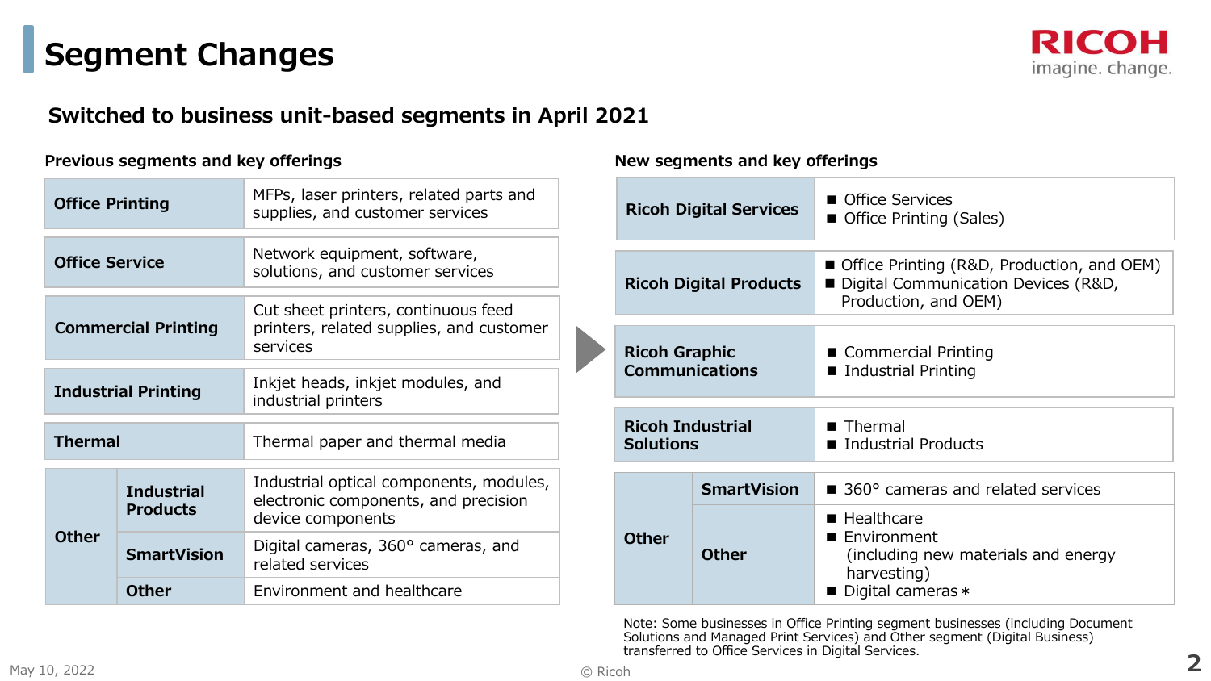# Segment Changes

## Switched to business unit-based segments in April 2021

**Previous segments and key offerings**

| Segment | | Key offerings |
|---|---|---|
| Office Printing | | MFPs, laser printers, related parts and supplies, and customer services |
| Office Service | | Network equipment, software, solutions, and customer services |
| Commercial Printing | | Cut sheet printers, continuous feed printers, related supplies, and customer services |
| Industrial Printing | | Inkjet heads, inkjet modules, and industrial printers |
| Thermal | | Thermal paper and thermal media |
| Other | Industrial Products | Industrial optical components, modules, electronic components, and precision device components |
| | SmartVision | Digital cameras, 360° cameras, and related services |
| | Other | Environment and healthcare |

**New segments and key offerings**

| Segment | | Key offerings |
|---|---|---|
| Ricoh Digital Services | | ■ Office Services<br>■ Office Printing (Sales) |
| Ricoh Digital Products | | ■ Office Printing (R&D, Production, and OEM)<br>■ Digital Communication Devices (R&D, Production, and OEM) |
| Ricoh Graphic Communications | | ■ Commercial Printing<br>■ Industrial Printing |
| Ricoh Industrial Solutions | | ■ Thermal<br>■ Industrial Products |
| Other | SmartVision | ■ 360° cameras and related services |
| | Other | ■ Healthcare<br>■ Environment (including new materials and energy harvesting)<br>■ Digital cameras * |

Note: Some businesses in Office Printing segment businesses (including Document Solutions and Managed Print Services) and Other segment (Digital Business) transferred to Office Services in Digital Services.

May 10, 2022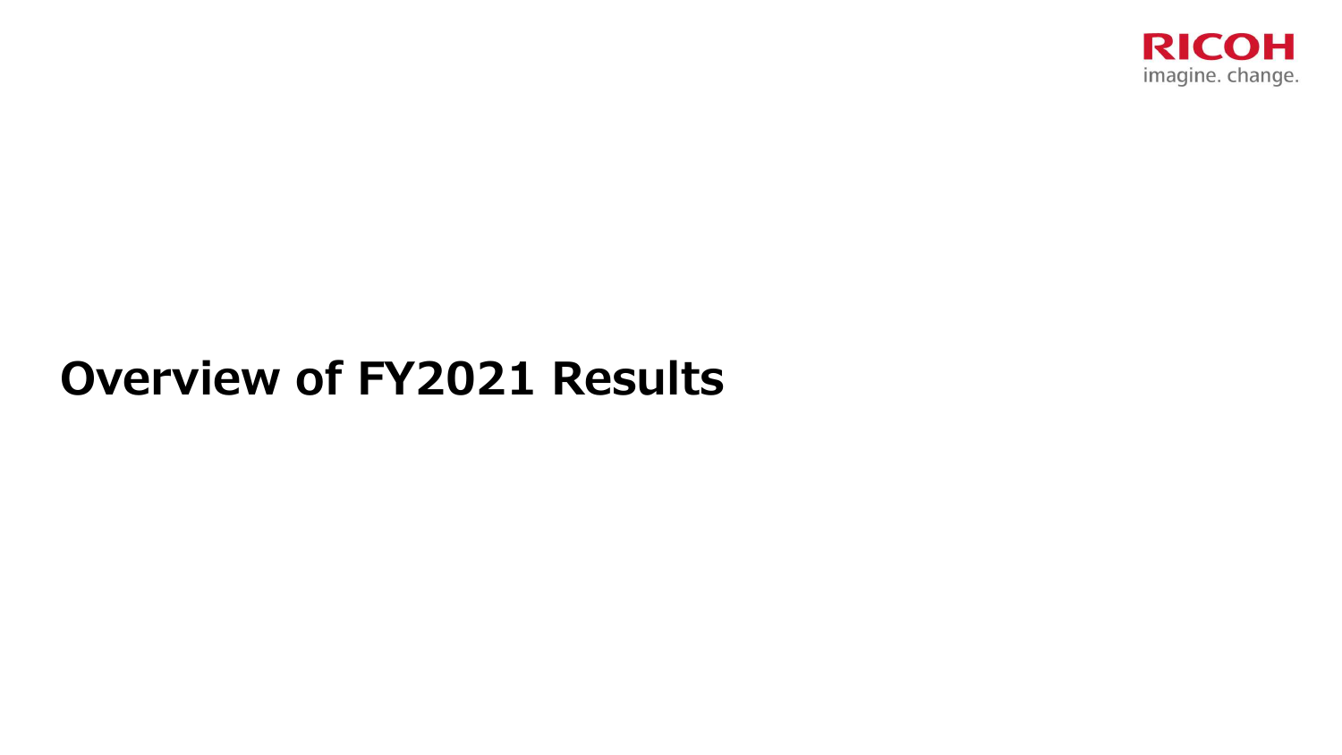# Overview of FY2021 Results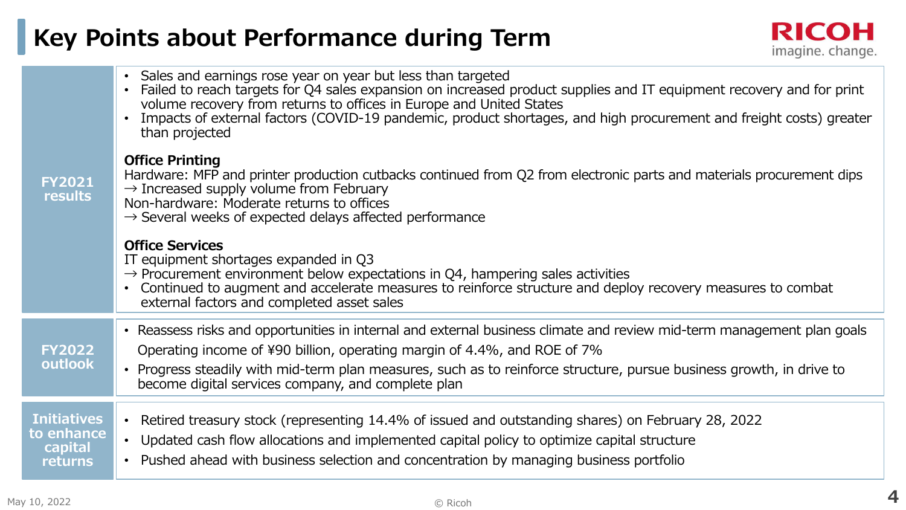# Key Points about Performance during Term

| | |
|---|---|
| **FY2021 results** | • Sales and earnings rose year on year but less than targeted<br>• Failed to reach targets for Q4 sales expansion on increased product supplies and IT equipment recovery and for print volume recovery from returns to offices in Europe and United States<br>• Impacts of external factors (COVID-19 pandemic, product shortages, and high procurement and freight costs) greater than projected<br><br>**Office Printing**<br>Hardware: MFP and printer production cutbacks continued from Q2 from electronic parts and materials procurement dips<br>→ Increased supply volume from February<br>Non-hardware: Moderate returns to offices<br>→ Several weeks of expected delays affected performance<br><br>**Office Services**<br>IT equipment shortages expanded in Q3<br>→ Procurement environment below expectations in Q4, hampering sales activities<br>• Continued to augment and accelerate measures to reinforce structure and deploy recovery measures to combat external factors and completed asset sales |
| **FY2022 outlook** | • Reassess risks and opportunities in internal and external business climate and review mid-term management plan goals<br>Operating income of ¥90 billion, operating margin of 4.4%, and ROE of 7%<br>• Progress steadily with mid-term plan measures, such as to reinforce structure, pursue business growth, in drive to become digital services company, and complete plan |
| **Initiatives to enhance capital returns** | • Retired treasury stock (representing 14.4% of issued and outstanding shares) on February 28, 2022<br>• Updated cash flow allocations and implemented capital policy to optimize capital structure<br>• Pushed ahead with business selection and concentration by managing business portfolio |

May 10, 2022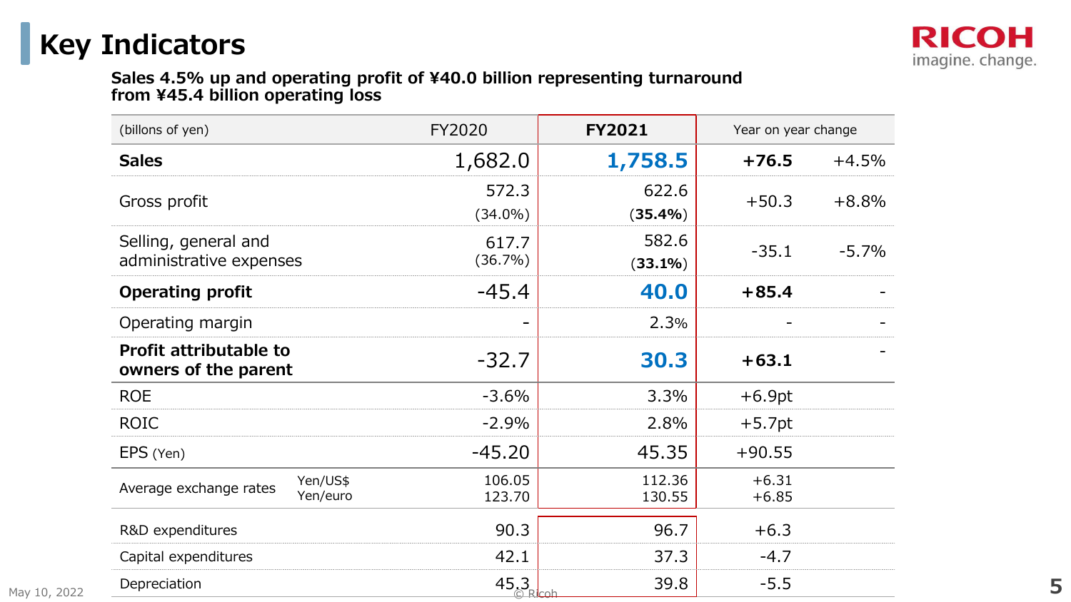# Key Indicators

**Sales 4.5% up and operating profit of ¥40.0 billion representing turnaround from ¥45.4 billion operating loss**

| (billons of yen) | | FY2020 | **FY2021** | Year on year change | |
|---|---|---|---|---|---|
| **Sales** | | 1,682.0 | **1,758.5** | **+76.5** | +4.5% |
| Gross profit | | 572.3 (34.0%) | 622.6 (**35.4%**) | +50.3 | +8.8% |
| Selling, general and administrative expenses | | 617.7 (36.7%) | 582.6 (**33.1%**) | -35.1 | -5.7% |
| **Operating profit** | | -45.4 | **40.0** | **+85.4** | - |
| Operating margin | | - | 2.3% | - | - |
| **Profit attributable to owners of the parent** | | -32.7 | **30.3** | **+63.1** | - |
| ROE | | -3.6% | 3.3% | +6.9pt | |
| ROIC | | -2.9% | 2.8% | +5.7pt | |
| EPS (Yen) | | -45.20 | 45.35 | +90.55 | |
| Average exchange rates | Yen/US$ | 106.05 | 112.36 | +6.31 | |
| | Yen/euro | 123.70 | 130.55 | +6.85 | |
| R&D expenditures | | 90.3 | 96.7 | +6.3 | |
| Capital expenditures | | 42.1 | 37.3 | -4.7 | |
| Depreciation | | 45.3 | 39.8 | -5.5 | |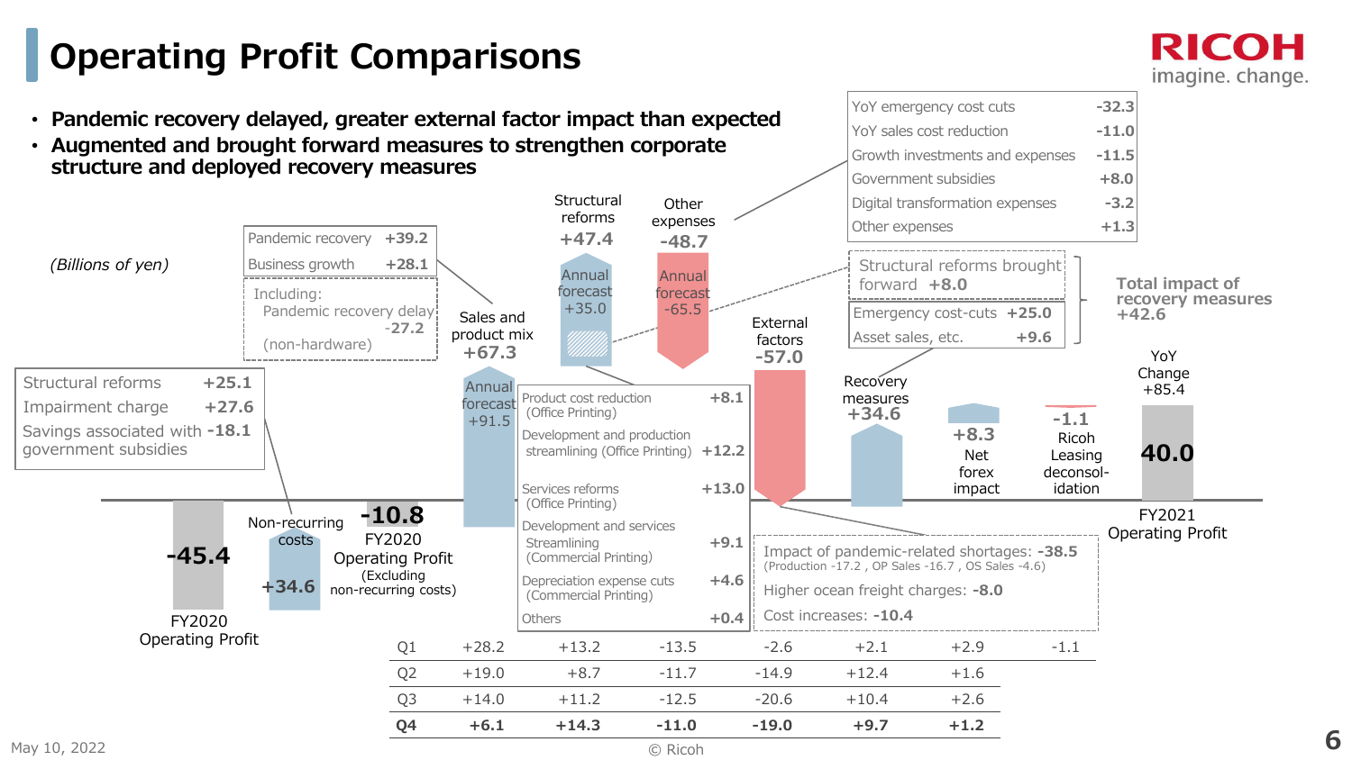# Operating Profit Comparisons

- **Pandemic recovery delayed, greater external factor impact than expected**
- **Augmented and brought forward measures to strengthen corporate structure and deployed recovery measures**

*(Billions of yen)*

**FY2020 Operating Profit: -45.4**

**Non-recurring costs: +34.6**

| Item | Amount |
|---|---|
| Structural reforms | +25.1 |
| Impairment charge | +27.6 |
| Savings associated with government subsidies | -18.1 |

**FY2020 Operating Profit (Excluding non-recurring costs): -10.8**

**Sales and product mix: +67.3** (Annual forecast +91.5)

| Item | Amount |
|---|---|
| Pandemic recovery | +39.2 |
| Business growth | +28.1 |

Including: Pandemic recovery delay (non-hardware) -27.2

**Structural reforms: +47.4** (Annual forecast +35.0)

| Item | Amount |
|---|---|
| Product cost reduction (Office Printing) | +8.1 |
| Development and production streamlining (Office Printing) | +12.2 |
| Services reforms (Office Printing) | +13.0 |
| Development and services Streamlining (Commercial Printing) | +9.1 |
| Depreciation expense cuts (Commercial Printing) | +4.6 |
| Others | +0.4 |

**Other expenses: -48.7** (Annual forecast -65.5)

| Item | Amount |
|---|---|
| YoY emergency cost cuts | -32.3 |
| YoY sales cost reduction | -11.0 |
| Growth investments and expenses | -11.5 |
| Government subsidies | +8.0 |
| Digital transformation expenses | -3.2 |
| Other expenses | +1.3 |

**External factors: -57.0**

- Impact of pandemic-related shortages: -38.5 (Production -17.2 , OP Sales -16.7 , OS Sales -4.6)
- Higher ocean freight charges: -8.0
- Cost increases: -10.4

**Recovery measures: +34.6**

| Item | Amount |
|---|---|
| Structural reforms brought forward | +8.0 |
| Emergency cost-cuts | +25.0 |
| Asset sales, etc. | +9.6 |

**Total impact of recovery measures +42.6**

**Net forex impact: +8.3**

**Ricoh Leasing deconsolidation: -1.1**

**FY2021 Operating Profit: 40.0** (YoY Change +85.4)

| | Sales and product mix | Structural reforms | Other expenses | External factors | Recovery measures | Net forex impact | Ricoh Leasing deconsolidation |
|---|---|---|---|---|---|---|---|
| Q1 | +28.2 | +13.2 | -13.5 | -2.6 | +2.1 | +2.9 | -1.1 |
| Q2 | +19.0 | +8.7 | -11.7 | -14.9 | +12.4 | +1.6 | |
| Q3 | +14.0 | +11.2 | -12.5 | -20.6 | +10.4 | +2.6 | |
| **Q4** | **+6.1** | **+14.3** | **-11.0** | **-19.0** | **+9.7** | **+1.2** | |

May 10, 2022

© Ricoh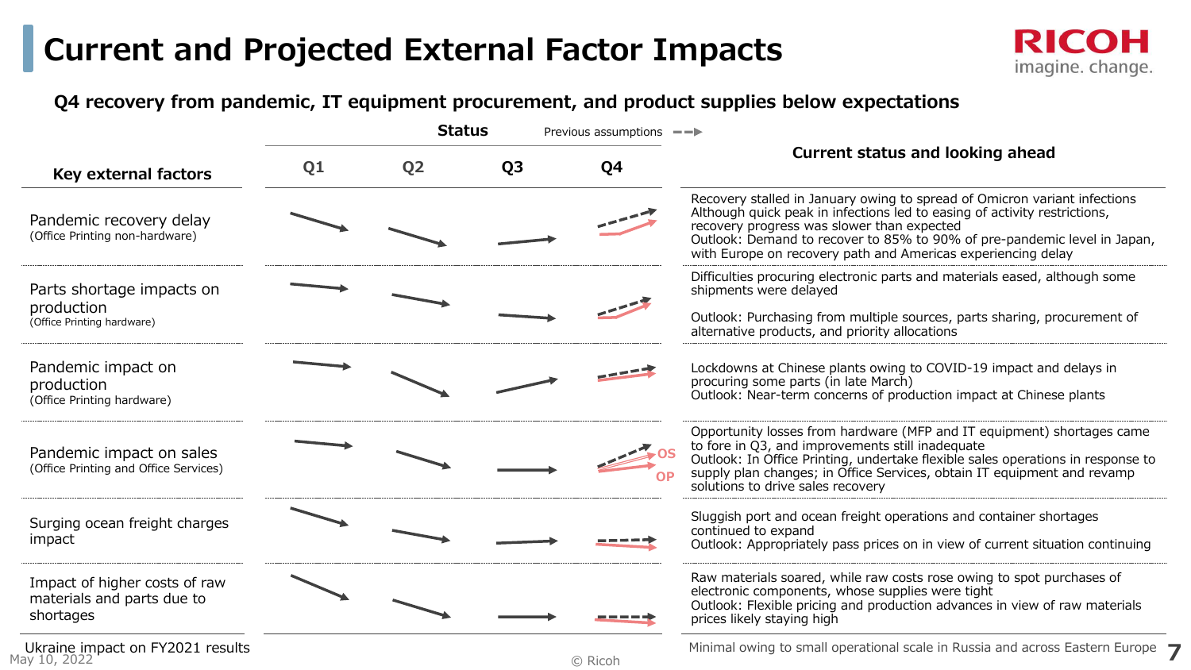# Current and Projected External Factor Impacts

**Q4 recovery from pandemic, IT equipment procurement, and product supplies below expectations**

Status — Previous assumptions ➔ (dashed)

| Key external factors | Q1 | Q2 | Q3 | Q4 | Current status and looking ahead |
|---|---|---|---|---|---|
| Pandemic recovery delay (Office Printing non-hardware) | ↘ | ↘ | ↗ | ↗ | Recovery stalled in January owing to spread of Omicron variant infections. Although quick peak in infections led to easing of activity restrictions, recovery progress was slower than expected. Outlook: Demand to recover to 85% to 90% of pre-pandemic level in Japan, with Europe on recovery path and Americas experiencing delay |
| Parts shortage impacts on production (Office Printing hardware) | → | ↘ | → | ↗ | Difficulties procuring electronic parts and materials eased, although some shipments were delayed. Outlook: Purchasing from multiple sources, parts sharing, procurement of alternative products, and priority allocations |
| Pandemic impact on production (Office Printing hardware) | → | ↘ | ↗ | ↗ | Lockdowns at Chinese plants owing to COVID-19 impact and delays in procuring some parts (in late March). Outlook: Near-term concerns of production impact at Chinese plants |
| Pandemic impact on sales (Office Printing and Office Services) | → | ↘ | → | ↗ OS / ↗ OP | Opportunity losses from hardware (MFP and IT equipment) shortages came to fore in Q3, and improvements still inadequate. Outlook: In Office Printing, undertake flexible sales operations in response to supply plan changes; in Office Services, obtain IT equipment and revamp solutions to drive sales recovery |
| Surging ocean freight charges impact | ↘ | ↘ | → | → | Sluggish port and ocean freight operations and container shortages continued to expand. Outlook: Appropriately pass prices on in view of current situation continuing |
| Impact of higher costs of raw materials and parts due to shortages | ↘ | ↘ | → | → | Raw materials soared, while raw costs rose owing to spot purchases of electronic components, whose supplies were tight. Outlook: Flexible pricing and production advances in view of raw materials prices likely staying high |
| Ukraine impact on FY2021 results | | | | | Minimal owing to small operational scale in Russia and across Eastern Europe |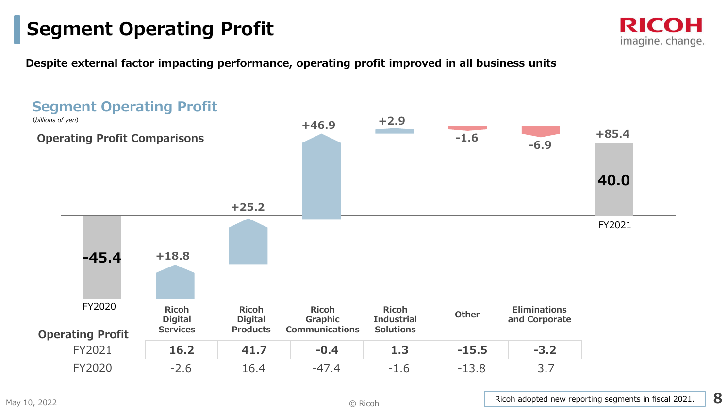# Segment Operating Profit

**Despite external factor impacting performance, operating profit improved in all business units**

## Segment Operating Profit

*(billions of yen)*

**Operating Profit Comparisons**

| | FY2020 | Ricoh Digital Services | Ricoh Digital Products | Ricoh Graphic Communications | Ricoh Industrial Solutions | Other | Eliminations and Corporate | FY2021 |
|---|---|---|---|---|---|---|---|---|
| Change | -45.4 | +18.8 | +25.2 | +46.9 | +2.9 | -1.6 | -6.9 | +85.4 (40.0) |

| Operating Profit | Ricoh Digital Services | Ricoh Digital Products | Ricoh Graphic Communications | Ricoh Industrial Solutions | Other | Eliminations and Corporate |
|---|---|---|---|---|---|---|
| FY2021 | **16.2** | **41.7** | **-0.4** | **1.3** | **-15.5** | **-3.2** |
| FY2020 | -2.6 | 16.4 | -47.4 | -1.6 | -13.8 | 3.7 |

Ricoh adopted new reporting segments in fiscal 2021.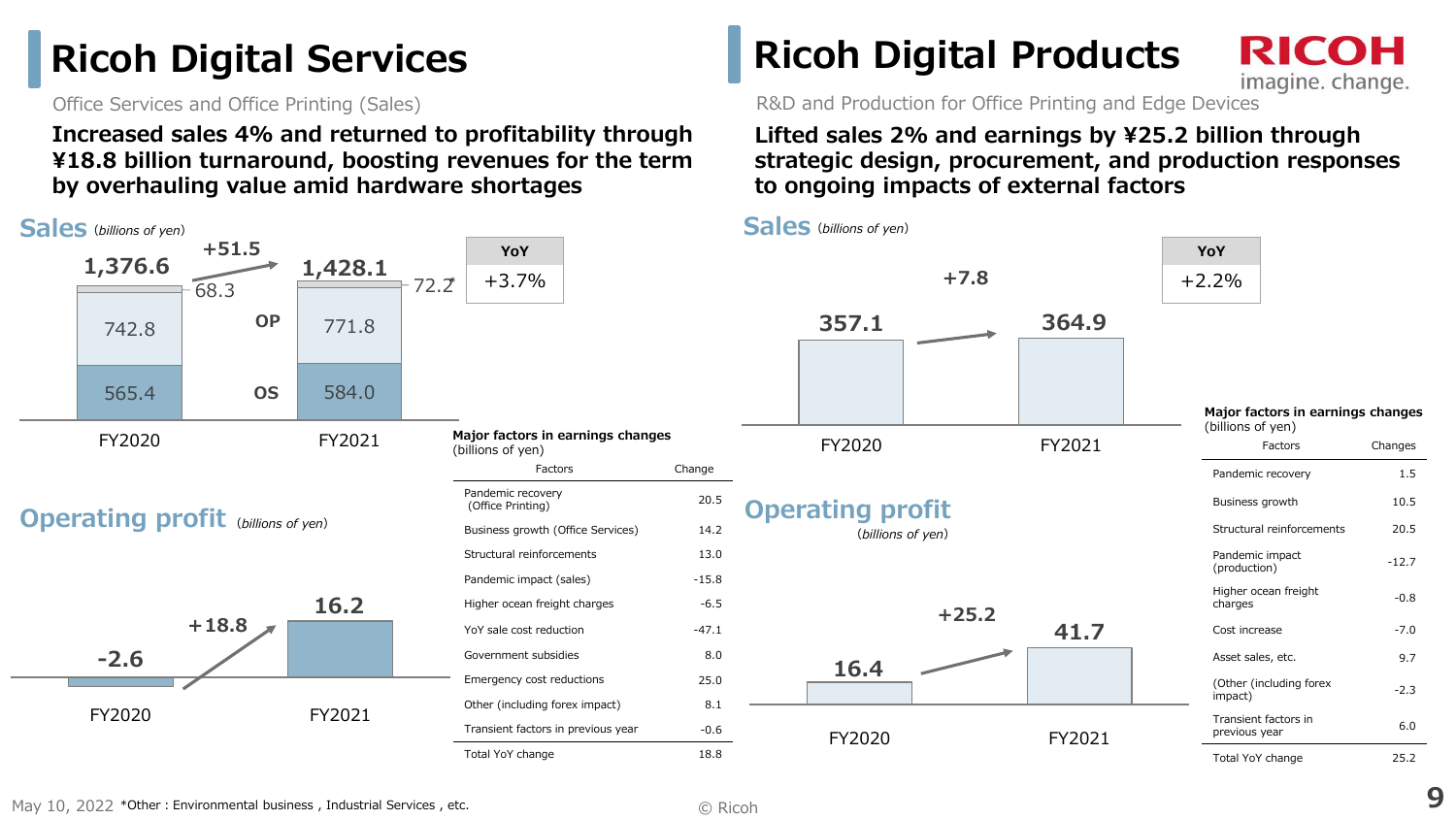# Ricoh Digital Services

Office Services and Office Printing (Sales)

**Increased sales 4% and returned to profitability through ¥18.8 billion turnaround, boosting revenues for the term by overhauling value amid hardware shortages**

## Sales *(billions of yen)*

| | FY2020 | FY2021 |
|---|---|---|
| Total | 1,376.6 | 1,428.1 |
| Other* | 68.3 | 72.2 |
| OP | 742.8 | 771.8 |
| OS | 565.4 | 584.0 |

Change: +51.5

| YoY |
|---|
| +3.7% |

## Operating profit *(billions of yen)*

| FY2020 | FY2021 |
|---|---|
| -2.6 | 16.2 |

Change: +18.8

**Major factors in earnings changes**
(billions of yen)

| Factors | Change |
|---|---|
| Pandemic recovery (Office Printing) | 20.5 |
| Business growth (Office Services) | 14.2 |
| Structural reinforcements | 13.0 |
| Pandemic impact (sales) | -15.8 |
| Higher ocean freight charges | -6.5 |
| YoY sale cost reduction | -47.1 |
| Government subsidies | 8.0 |
| Emergency cost reductions | 25.0 |
| Other (including forex impact) | 8.1 |
| Transient factors in previous year | -0.6 |
| Total YoY change | 18.8 |

# Ricoh Digital Products

R&D and Production for Office Printing and Edge Devices

**Lifted sales 2% and earnings by ¥25.2 billion through strategic design, procurement, and production responses to ongoing impacts of external factors**

## Sales *(billions of yen)*

| FY2020 | FY2021 |
|---|---|
| 357.1 | 364.9 |

Change: +7.8

| YoY |
|---|
| +2.2% |

## Operating profit *(billions of yen)*

| FY2020 | FY2021 |
|---|---|
| 16.4 | 41.7 |

Change: +25.2

**Major factors in earnings changes**
(billions of yen)

| Factors | Changes |
|---|---|
| Pandemic recovery | 1.5 |
| Business growth | 10.5 |
| Structural reinforcements | 20.5 |
| Pandemic impact (production) | -12.7 |
| Higher ocean freight charges | -0.8 |
| Cost increase | -7.0 |
| Asset sales, etc. | 9.7 |
| (Other (including forex impact) | -2.3 |
| Transient factors in previous year | 6.0 |
| Total YoY change | 25.2 |

May 10, 2022 *Other : Environmental business , Industrial Services , etc.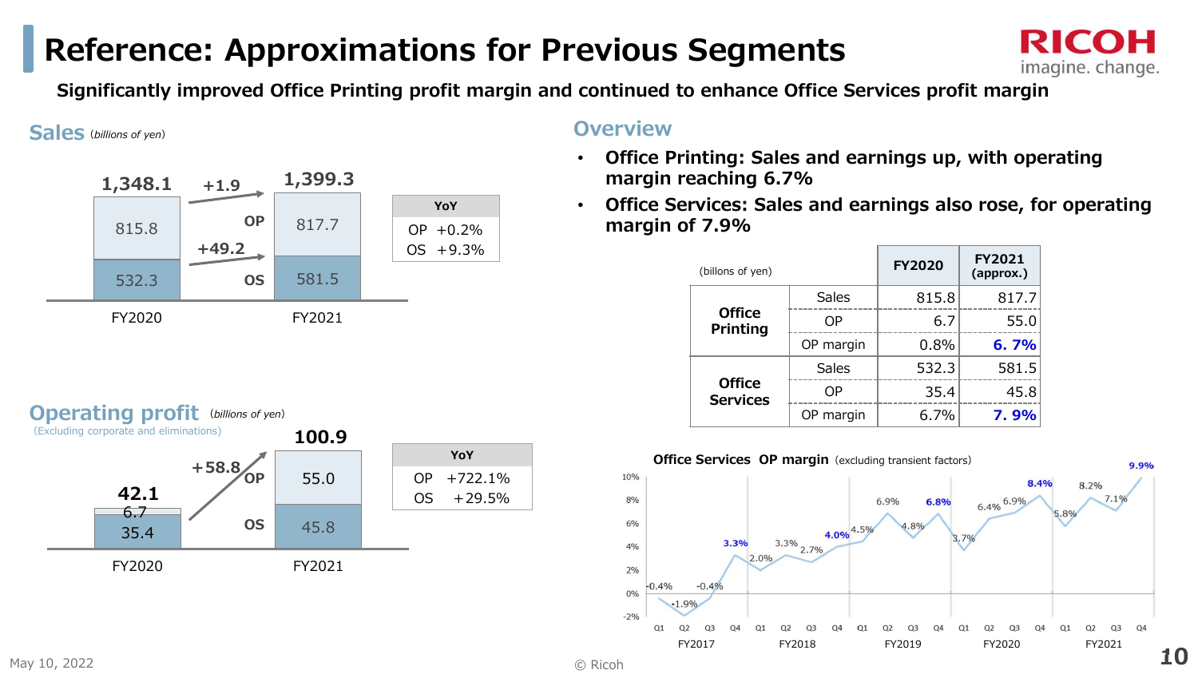# Reference: Approximations for Previous Segments

**Significantly improved Office Printing profit margin and continued to enhance Office Services profit margin**

## Sales (billions of yen)

| | FY2020 | FY2021 | Change |
|---|---|---|---|
| OP | 815.8 | 817.7 | +1.9 |
| OS | 532.3 | 581.5 | +49.2 |
| Total | 1,348.1 | 1,399.3 | |

| YoY | |
|---|---|
| OP | +0.2% |
| OS | +9.3% |

## Operating profit (billions of yen)

(Excluding corporate and eliminations)

| | FY2020 | FY2021 | Change |
|---|---|---|---|
| OP | 6.7 | 55.0 | +58.8 |
| OS | 35.4 | 45.8 | |
| Total | 42.1 | 100.9 | |

| YoY | |
|---|---|
| OP | +722.1% |
| OS | +29.5% |

## Overview

- **Office Printing: Sales and earnings up, with operating margin reaching 6.7%**
- **Office Services: Sales and earnings also rose, for operating margin of 7.9%**

| (billons of yen) | | FY2020 | FY2021 (approx.) |
|---|---|---|---|
| Office Printing | Sales | 815.8 | 817.7 |
| | OP | 6.7 | 55.0 |
| | OP margin | 0.8% | **6. 7%** |
| Office Services | Sales | 532.3 | 581.5 |
| | OP | 35.4 | 45.8 |
| | OP margin | 6.7% | **7. 9%** |

**Office Services OP margin** (excluding transient factors)

| | Q1 | Q2 | Q3 | Q4 |
|---|---|---|---|---|
| FY2017 | -0.4% | -1.9% | -0.4% | 3.3% |
| FY2018 | 2.0% | 3.3% | 2.7% | 4.0% |
| FY2019 | 4.5% | 6.9% | 4.8% | 6.8% |
| FY2020 | 3.7% | 6.4% | 6.9% | 8.4% |
| FY2021 | 5.8% | 8.2% | 7.1% | 9.9% |

May 10, 2022

© Ricoh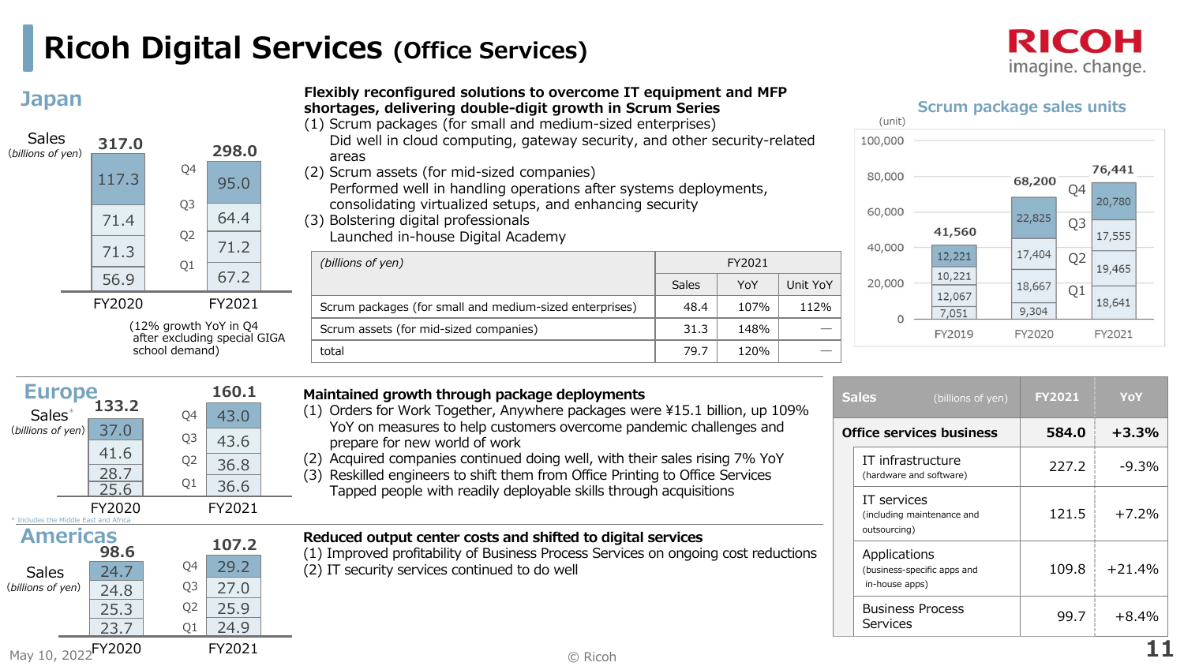# Ricoh Digital Services (Office Services)

## Japan

Sales (billions of yen)

| | FY2020 | FY2021 |
|---|---|---|
| Total | 317.0 | 298.0 |
| Q4 | 117.3 | 95.0 |
| Q3 | 71.4 | 64.4 |
| Q2 | 71.3 | 71.2 |
| Q1 | 56.9 | 67.2 |

(12% growth YoY in Q4 after excluding special GIGA school demand)

**Flexibly reconfigured solutions to overcome IT equipment and MFP shortages, delivering double-digit growth in Scrum Series**

(1) Scrum packages (for small and medium-sized enterprises)
Did well in cloud computing, gateway security, and other security-related areas

(2) Scrum assets (for mid-sized companies)
Performed well in handling operations after systems deployments, consolidating virtualized setups, and enhancing security

(3) Bolstering digital professionals
Launched in-house Digital Academy

| *(billions of yen)* | FY2021 | | |
|---|---|---|---|
| | Sales | YoY | Unit YoY |
| Scrum packages (for small and medium-sized enterprises) | 48.4 | 107% | 112% |
| Scrum assets (for mid-sized companies) | 31.3 | 148% | — |
| total | 79.7 | 120% | — |

### Scrum package sales units

(unit)

| | FY2019 | FY2020 | FY2021 |
|---|---|---|---|
| Total | 41,560 | 68,200 | 76,441 |
| Q4 | 12,221 | 22,825 | 20,780 |
| Q3 | 10,221 | 17,404 | 17,555 |
| Q2 | 12,067 | 18,667 | 19,465 |
| Q1 | 7,051 | 9,304 | 18,641 |

## Europe

Sales* (billions of yen)

| | FY2020 | FY2021 |
|---|---|---|
| Total | 133.2 | 160.1 |
| Q4 | 37.0 | 43.0 |
| Q3 | 41.6 | 43.6 |
| Q2 | 28.7 | 36.8 |
| Q1 | 25.6 | 36.6 |

\* Includes the Middle East and Africa

**Maintained growth through package deployments**

(1) Orders for Work Together, Anywhere packages were ¥15.1 billion, up 109% YoY on measures to help customers overcome pandemic challenges and prepare for new world of work

(2) Acquired companies continued doing well, with their sales rising 7% YoY

(3) Reskilled engineers to shift them from Office Printing to Office Services
Tapped people with readily deployable skills through acquisitions

## Americas

Sales (billions of yen)

| | FY2020 | FY2021 |
|---|---|---|
| Total | 98.6 | 107.2 |
| Q4 | 24.7 | 29.2 |
| Q3 | 24.8 | 27.0 |
| Q2 | 25.3 | 25.9 |
| Q1 | 23.7 | 24.9 |

**Reduced output center costs and shifted to digital services**

(1) Improved profitability of Business Process Services on ongoing cost reductions

(2) IT security services continued to do well

| Sales (billions of yen) | FY2021 | YoY |
|---|---|---|
| **Office services business** | **584.0** | **+3.3%** |
| IT infrastructure (hardware and software) | 227.2 | -9.3% |
| IT services (including maintenance and outsourcing) | 121.5 | +7.2% |
| Applications (business-specific apps and in-house apps) | 109.8 | +21.4% |
| Business Process Services | 99.7 | +8.4% |

May 10, 2022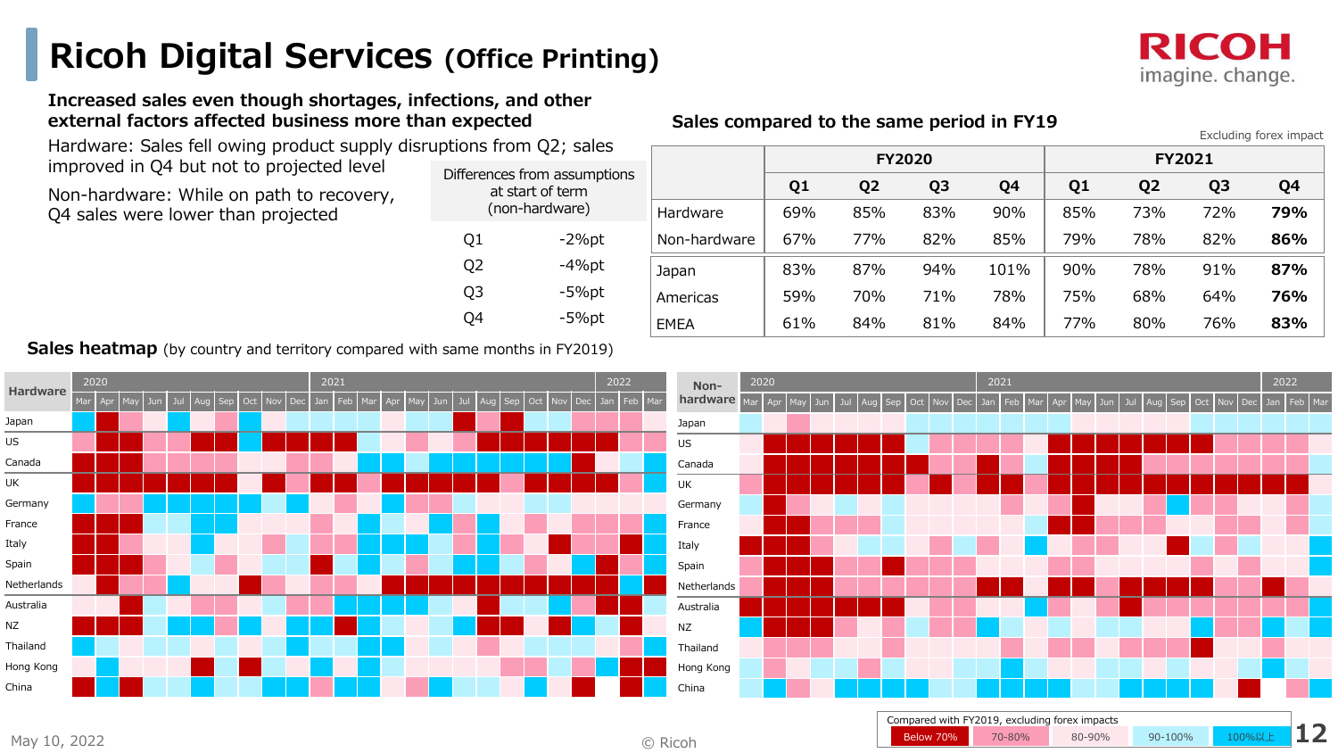# Ricoh Digital Services (Office Printing)

**Increased sales even though shortages, infections, and other external factors affected business more than expected**

Hardware: Sales fell owing product supply disruptions from Q2; sales improved in Q4 but not to projected level

Non-hardware: While on path to recovery, Q4 sales were lower than projected

| Differences from assumptions at start of term (non-hardware) | |
|---|---|
| Q1 | -2%pt |
| Q2 | -4%pt |
| Q3 | -5%pt |
| Q4 | -5%pt |

**Sales compared to the same period in FY19**

Excluding forex impact

| | FY2020 | | | | FY2021 | | | |
|---|---|---|---|---|---|---|---|---|
| | Q1 | Q2 | Q3 | Q4 | Q1 | Q2 | Q3 | Q4 |
| Hardware | 69% | 85% | 83% | 90% | 85% | 73% | 72% | **79%** |
| Non-hardware | 67% | 77% | 82% | 85% | 79% | 78% | 82% | **86%** |
| Japan | 83% | 87% | 94% | 101% | 90% | 78% | 91% | **87%** |
| Americas | 59% | 70% | 71% | 78% | 75% | 68% | 64% | **76%** |
| EMEA | 61% | 84% | 81% | 84% | 77% | 80% | 76% | **83%** |

**Sales heatmap** (by country and territory compared with same months in FY2019)

Hardware / Non-hardware heatmaps: 2020 (Mar–Dec), 2021 (Jan–Dec), 2022 (Jan–Mar); rows: Japan, US, Canada, UK, Germany, France, Italy, Spain, Netherlands, Australia, NZ, Thailand, Hong Kong, China

Compared with FY2019, excluding forex impacts: Below 70% | 70-80% | 80-90% | 90-100% | 100%以上

May 10, 2022

© Ricoh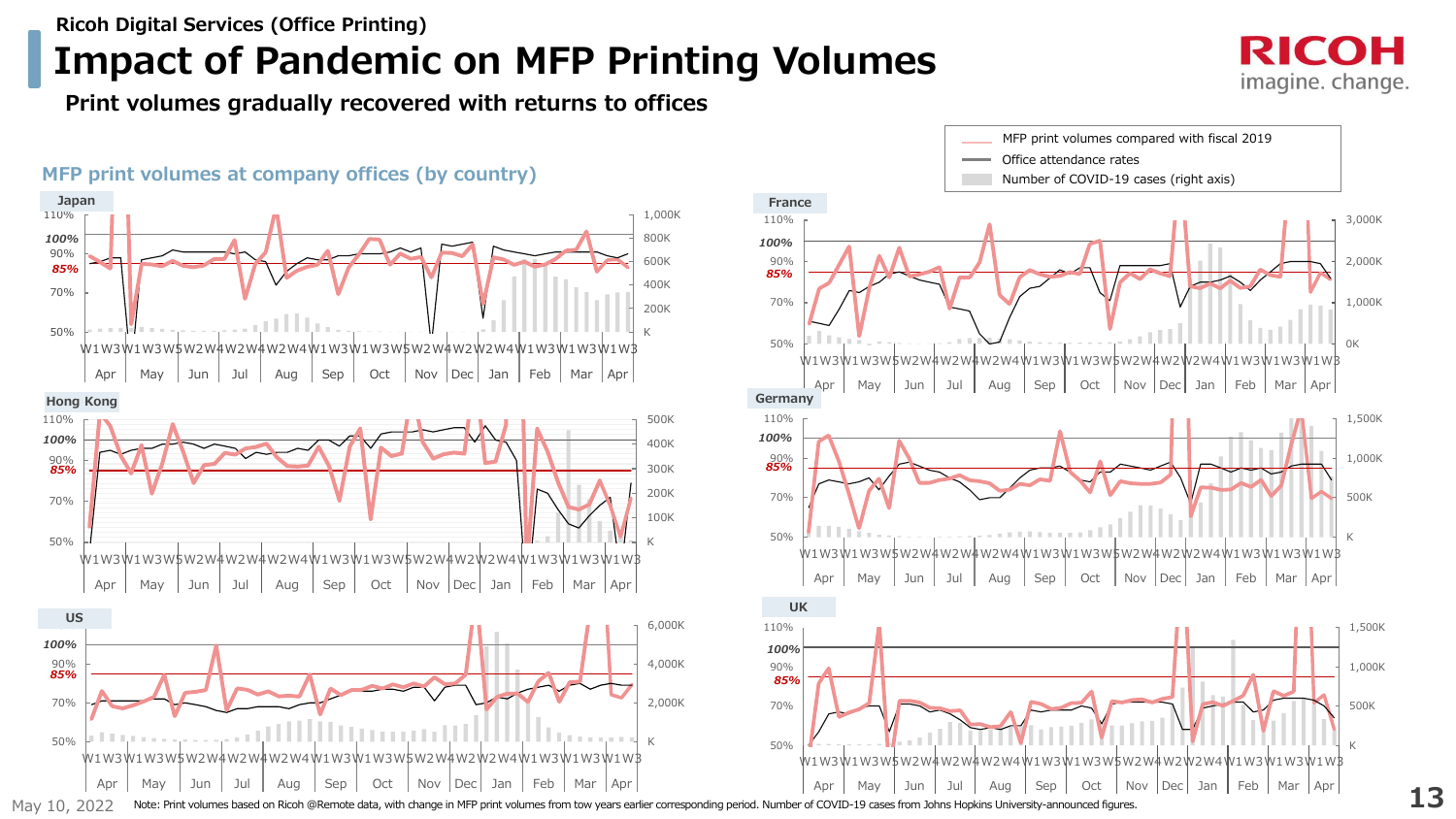Ricoh Digital Services (Office Printing)

# Impact of Pandemic on MFP Printing Volumes

**Print volumes gradually recovered with returns to offices**

## MFP print volumes at company offices (by country)

Legend:
- MFP print volumes compared with fiscal 2019
- Office attendance rates
- Number of COVID-19 cases (right axis)

### Japan

### France

### Hong Kong

### Germany

### US

### UK

May 10, 2022

Note: Print volumes based on Ricoh @Remote data, with change in MFP print volumes from tow years earlier corresponding period. Number of COVID-19 cases from Johns Hopkins University-announced figures.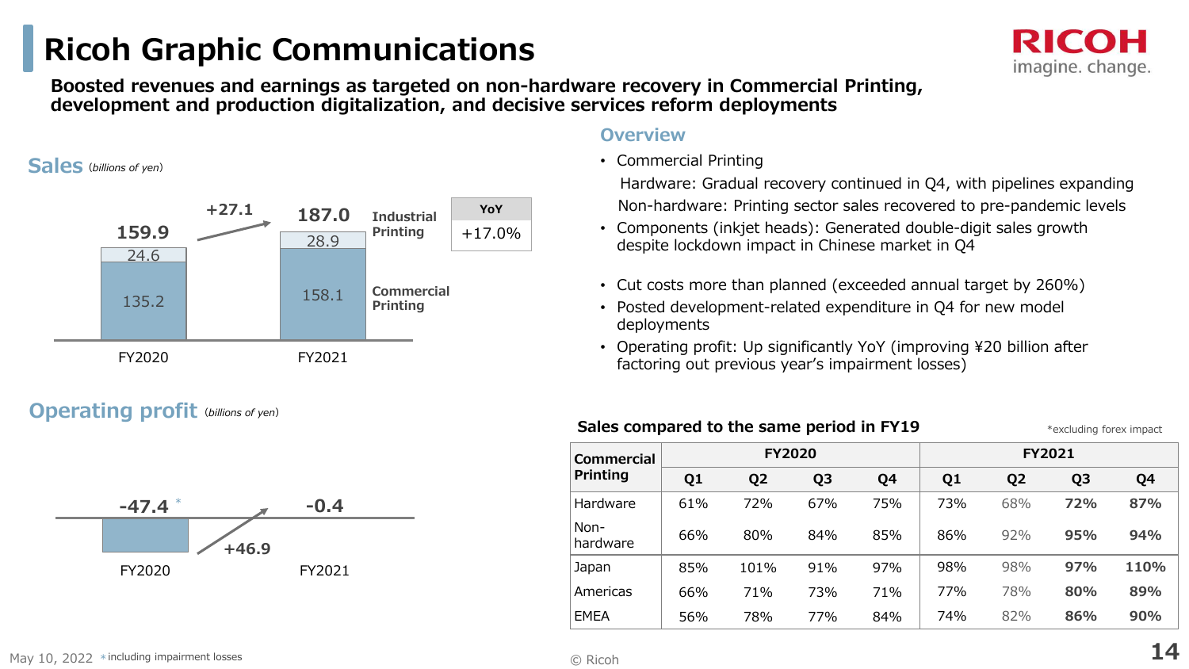# Ricoh Graphic Communications

**Boosted revenues and earnings as targeted on non-hardware recovery in Commercial Printing, development and production digitalization, and decisive services reform deployments**

## Sales *(billions of yen)*

| | FY2020 | FY2021 |
|---|---|---|
| Industrial Printing | 24.6 | 28.9 |
| Commercial Printing | 135.2 | 158.1 |
| Total | 159.9 | 187.0 |

Change: +27.1

| YoY |
|---|
| +17.0% |

## Operating profit *(billions of yen)*

| FY2020 | FY2021 |
|---|---|
| -47.4 * | -0.4 |

Change: +46.9

## Overview

- Commercial Printing
  Hardware: Gradual recovery continued in Q4, with pipelines expanding
  Non-hardware: Printing sector sales recovered to pre-pandemic levels
- Components (inkjet heads): Generated double-digit sales growth despite lockdown impact in Chinese market in Q4

- Cut costs more than planned (exceeded annual target by 260%)
- Posted development-related expenditure in Q4 for new model deployments
- Operating profit: Up significantly YoY (improving ¥20 billion after factoring out previous year's impairment losses)

**Sales compared to the same period in FY19** *excluding forex impact

| Commercial Printing | FY2020 | | | | FY2021 | | | |
|---|---|---|---|---|---|---|---|---|
| | Q1 | Q2 | Q3 | Q4 | Q1 | Q2 | Q3 | Q4 |
| Hardware | 61% | 72% | 67% | 75% | 73% | 68% | **72%** | **87%** |
| Non-hardware | 66% | 80% | 84% | 85% | 86% | 92% | **95%** | **94%** |
| Japan | 85% | 101% | 91% | 97% | 98% | 98% | **97%** | **110%** |
| Americas | 66% | 71% | 73% | 71% | 77% | 78% | **80%** | **89%** |
| EMEA | 56% | 78% | 77% | 84% | 74% | 82% | **86%** | **90%** |

May 10, 2022 *including impairment losses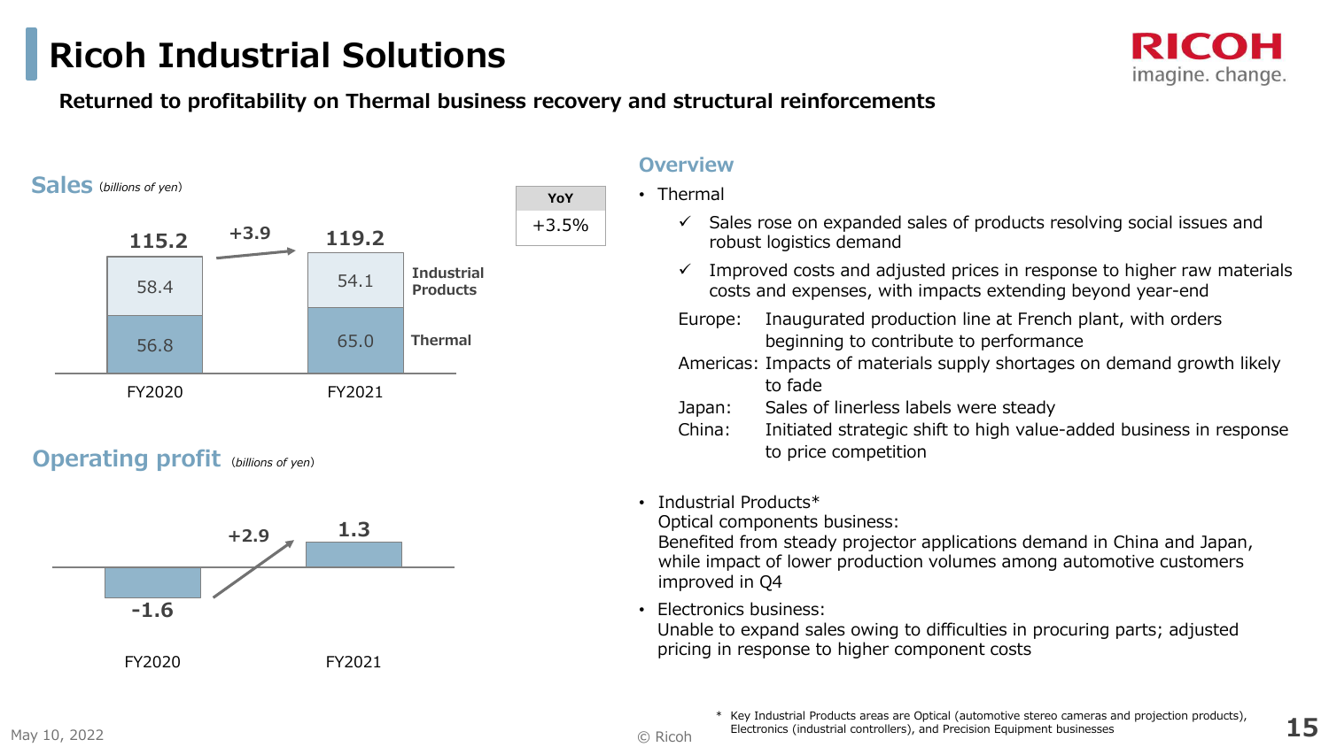# Ricoh Industrial Solutions

**Returned to profitability on Thermal business recovery and structural reinforcements**

## Sales (billions of yen)

| | FY2020 | FY2021 |
|---|---|---|
| Industrial Products | 58.4 | 54.1 |
| Thermal | 56.8 | 65.0 |
| Total | 115.2 | 119.2 |

Change: +3.9

| YoY |
|---|
| +3.5% |

## Operating profit (billions of yen)

| FY2020 | FY2021 |
|---|---|
| -1.6 | 1.3 |

Change: +2.9

## Overview

- Thermal
  - ✓ Sales rose on expanded sales of products resolving social issues and robust logistics demand
  - ✓ Improved costs and adjusted prices in response to higher raw materials costs and expenses, with impacts extending beyond year-end

  Europe: Inaugurated production line at French plant, with orders beginning to contribute to performance

  Americas: Impacts of materials supply shortages on demand growth likely to fade

  Japan: Sales of linerless labels were steady

  China: Initiated strategic shift to high value-added business in response to price competition

- Industrial Products*
  Optical components business:
  Benefited from steady projector applications demand in China and Japan, while impact of lower production volumes among automotive customers improved in Q4
- Electronics business:
  Unable to expand sales owing to difficulties in procuring parts; adjusted pricing in response to higher component costs

\* Key Industrial Products areas are Optical (automotive stereo cameras and projection products), Electronics (industrial controllers), and Precision Equipment businesses

May 10, 2022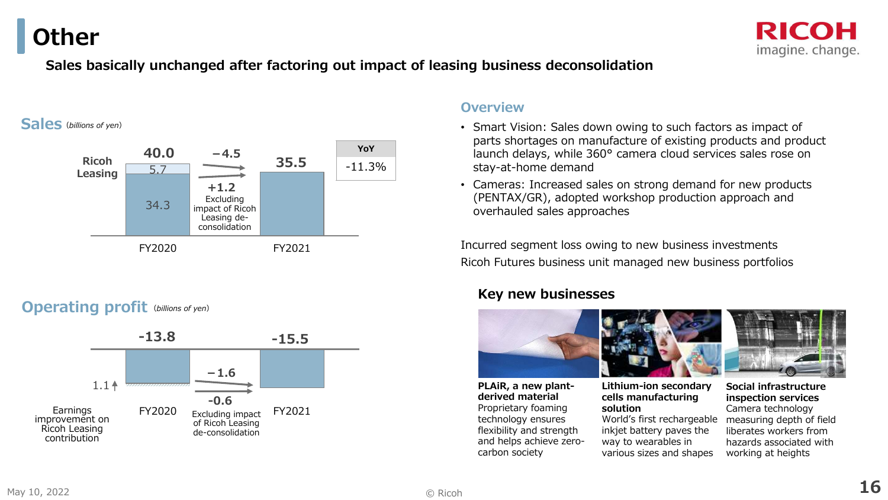# Other

**Sales basically unchanged after factoring out impact of leasing business deconsolidation**

## Sales (billions of yen)

| | FY2020 | | FY2021 |
|---|---|---|---|
| Total | 40.0 | −4.5 | 35.5 |
| Ricoh Leasing | 5.7 | | |
| Other | 34.3 | +1.2 Excluding impact of Ricoh Leasing de-consolidation | |

| YoY |
|---|
| -11.3% |

## Operating profit (billions of yen)

| | FY2020 | | FY2021 |
|---|---|---|---|
| Operating profit | -13.8 | −1.6 | -15.5 |
| | 1.1 Earnings improvement on Ricoh Leasing contribution | -0.6 Excluding impact of Ricoh Leasing de-consolidation | |

## Overview

- Smart Vision: Sales down owing to such factors as impact of parts shortages on manufacture of existing products and product launch delays, while 360° camera cloud services sales rose on stay-at-home demand
- Cameras: Increased sales on strong demand for new products (PENTAX/GR), adopted workshop production approach and overhauled sales approaches

Incurred segment loss owing to new business investments

Ricoh Futures business unit managed new business portfolios

### Key new businesses

**PLAiR, a new plant-derived material**
Proprietary foaming technology ensures flexibility and strength and helps achieve zero-carbon society

**Lithium-ion secondary cells manufacturing solution**
World's first rechargeable inkjet battery paves the way to wearables in various sizes and shapes

**Social infrastructure inspection services**
Camera technology measuring depth of field liberates workers from hazards associated with working at heights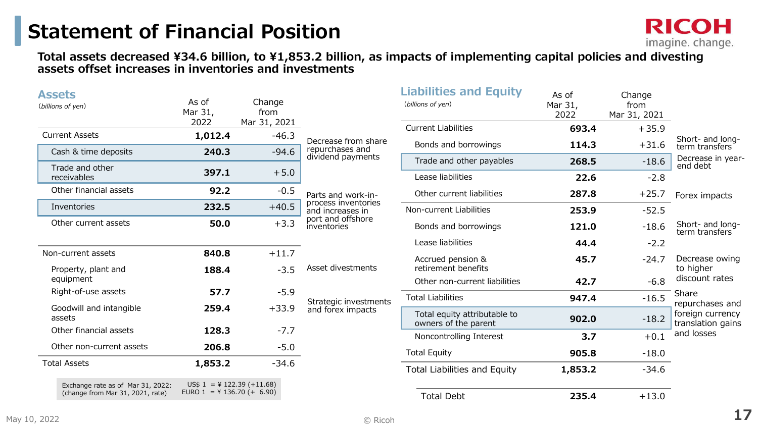# Statement of Financial Position

**Total assets decreased ¥34.6 billion, to ¥1,853.2 billion, as impacts of implementing capital policies and divesting assets offset increases in inventories and investments**

## Assets

*(billions of yen)*

| | As of Mar 31, 2022 | Change from Mar 31, 2021 | |
|---|---|---|---|
| Current Assets | **1,012.4** | -46.3 | |
| Cash & time deposits | **240.3** | -94.6 | Decrease from share repurchases and dividend payments |
| Trade and other receivables | **397.1** | +5.0 | |
| Other financial assets | **92.2** | -0.5 | |
| Inventories | **232.5** | +40.5 | Parts and work-in-process inventories and increases in port and offshore inventories |
| Other current assets | **50.0** | +3.3 | |
| Non-current assets | **840.8** | +11.7 | |
| Property, plant and equipment | **188.4** | -3.5 | Asset divestments |
| Right-of-use assets | **57.7** | -5.9 | |
| Goodwill and intangible assets | **259.4** | +33.9 | Strategic investments and forex impacts |
| Other financial assets | **128.3** | -7.7 | |
| Other non-current assets | **206.8** | -5.0 | |
| Total Assets | **1,853.2** | -34.6 | |

Exchange rate as of Mar 31, 2022: (change from Mar 31, 2021, rate) US$ 1 = ¥ 122.39 (+11.68) EURO 1 = ¥ 136.70 (+ 6.90)

## Liabilities and Equity

*(billions of yen)*

| | As of Mar 31, 2022 | Change from Mar 31, 2021 | |
|---|---|---|---|
| Current Liabilities | **693.4** | +35.9 | |
| Bonds and borrowings | **114.3** | +31.6 | Short- and long-term transfers |
| Trade and other payables | **268.5** | -18.6 | Decrease in year-end debt |
| Lease liabilities | **22.6** | -2.8 | |
| Other current liabilities | **287.8** | +25.7 | Forex impacts |
| Non-current Liabilities | **253.9** | -52.5 | |
| Bonds and borrowings | **121.0** | -18.6 | Short- and long-term transfers |
| Lease liabilities | **44.4** | -2.2 | |
| Accrued pension & retirement benefits | **45.7** | -24.7 | Decrease owing to higher discount rates |
| Other non-current liabilities | **42.7** | -6.8 | |
| Total Liabilities | **947.4** | -16.5 | |
| Total equity attributable to owners of the parent | **902.0** | -18.2 | Share repurchases and foreign currency translation gains and losses |
| Noncontrolling Interest | **3.7** | +0.1 | |
| Total Equity | **905.8** | -18.0 | |
| Total Liabilities and Equity | **1,853.2** | -34.6 | |

| | | |
|---|---|---|
| Total Debt | **235.4** | +13.0 |

May 10, 2022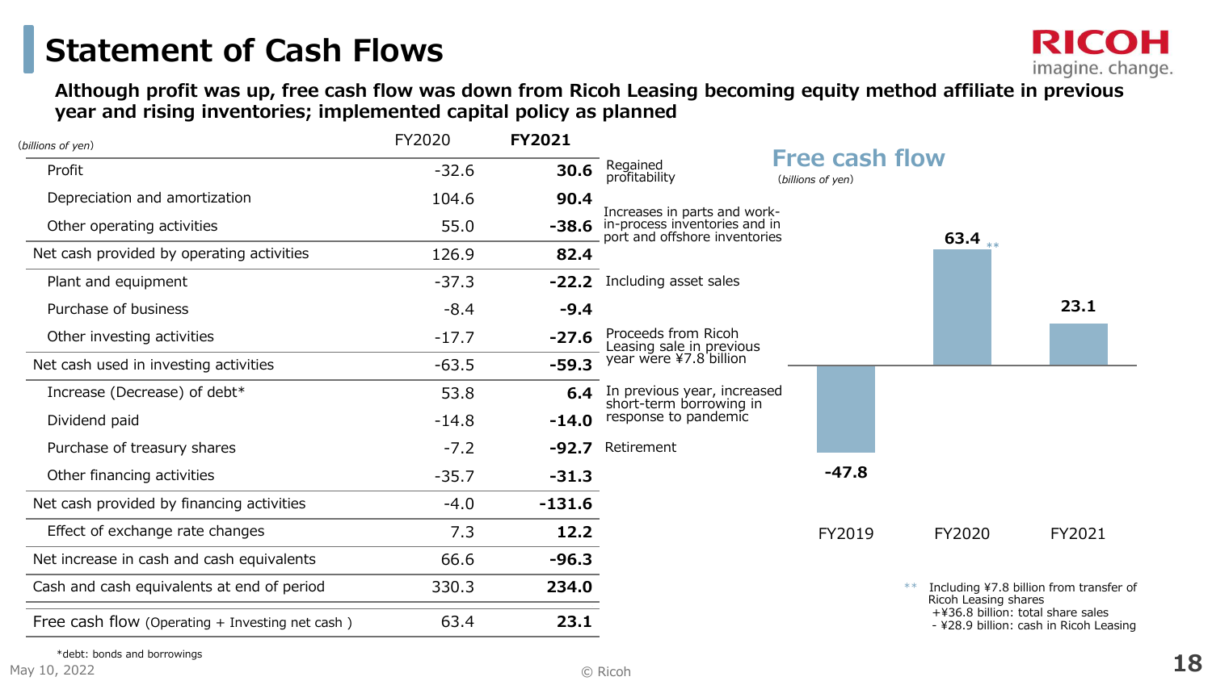# Statement of Cash Flows

**Although profit was up, free cash flow was down from Ricoh Leasing becoming equity method affiliate in previous year and rising inventories; implemented capital policy as planned**

| (*billions of yen*) | FY2020 | **FY2021** | |
|---|---|---|---|
| Profit | -32.6 | **30.6** | Regained profitability |
| Depreciation and amortization | 104.6 | **90.4** | |
| Other operating activities | 55.0 | **-38.6** | Increases in parts and work-in-process inventories and in port and offshore inventories |
| Net cash provided by operating activities | 126.9 | **82.4** | |
| Plant and equipment | -37.3 | **-22.2** | Including asset sales |
| Purchase of business | -8.4 | **-9.4** | |
| Other investing activities | -17.7 | **-27.6** | Proceeds from Ricoh Leasing sale in previous year were ¥7.8 billion |
| Net cash used in investing activities | -63.5 | **-59.3** | |
| Increase (Decrease) of debt* | 53.8 | **6.4** | In previous year, increased short-term borrowing in response to pandemic |
| Dividend paid | -14.8 | **-14.0** | |
| Purchase of treasury shares | -7.2 | **-92.7** | Retirement |
| Other financing activities | -35.7 | **-31.3** | |
| Net cash provided by financing activities | -4.0 | **-131.6** | |
| Effect of exchange rate changes | 7.3 | **12.2** | |
| Net increase in cash and cash equivalents | 66.6 | **-96.3** | |
| Cash and cash equivalents at end of period | 330.3 | **234.0** | |
| Free cash flow (Operating + Investing net cash ) | 63.4 | **23.1** | |

*debt: bonds and borrowings

## Free cash flow

(*billions of yen*)

| FY2019 | FY2020 | FY2021 |
|---|---|---|
| -47.8 | 63.4 ** | 23.1 |

** Including ¥7.8 billion from transfer of Ricoh Leasing shares
+¥36.8 billion: total share sales
- ¥28.9 billion: cash in Ricoh Leasing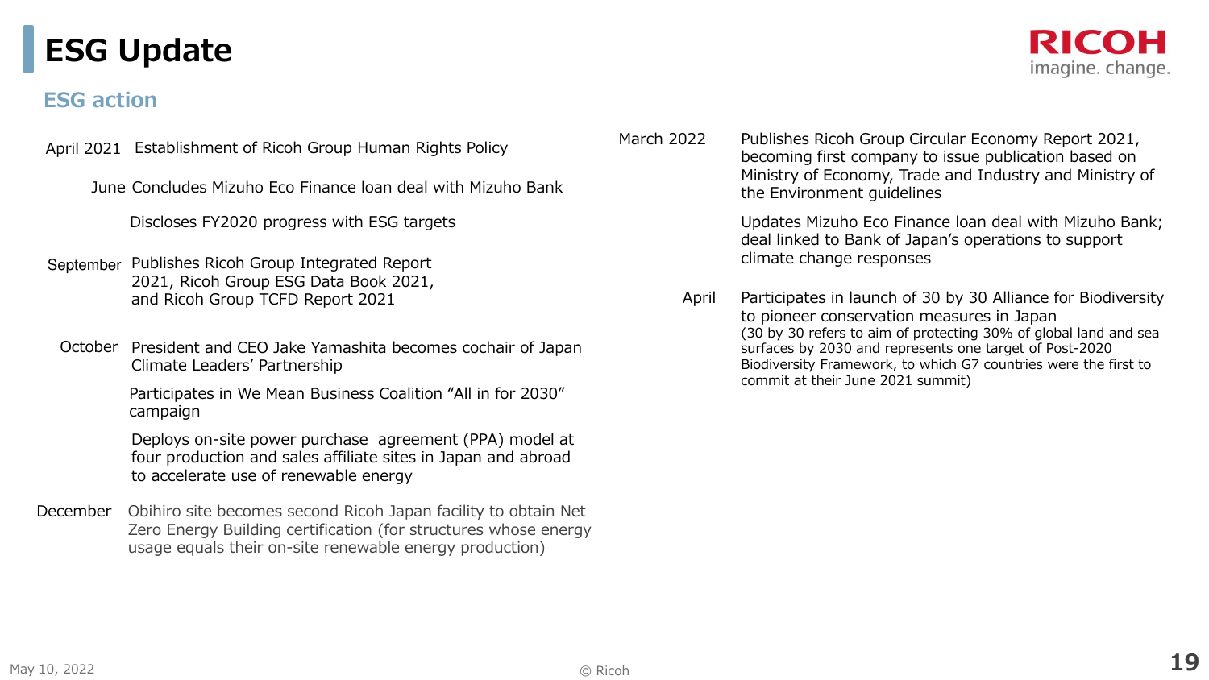# ESG Update

## ESG action

- **April 2021** Establishment of Ricoh Group Human Rights Policy
- **June** Concludes Mizuho Eco Finance loan deal with Mizuho Bank
  - Discloses FY2020 progress with ESG targets
- **September** Publishes Ricoh Group Integrated Report 2021, Ricoh Group ESG Data Book 2021, and Ricoh Group TCFD Report 2021
- **October** President and CEO Jake Yamashita becomes cochair of Japan Climate Leaders' Partnership
  - Participates in We Mean Business Coalition "All in for 2030" campaign
  - Deploys on-site power purchase agreement (PPA) model at four production and sales affiliate sites in Japan and abroad to accelerate use of renewable energy
- **December** Obihiro site becomes second Ricoh Japan facility to obtain Net Zero Energy Building certification (for structures whose energy usage equals their on-site renewable energy production)
- **March 2022** Publishes Ricoh Group Circular Economy Report 2021, becoming first company to issue publication based on Ministry of Economy, Trade and Industry and Ministry of the Environment guidelines
  - Updates Mizuho Eco Finance loan deal with Mizuho Bank; deal linked to Bank of Japan's operations to support climate change responses
- **April** Participates in launch of 30 by 30 Alliance for Biodiversity to pioneer conservation measures in Japan
  (30 by 30 refers to aim of protecting 30% of global land and sea surfaces by 2030 and represents one target of Post-2020 Biodiversity Framework, to which G7 countries were the first to commit at their June 2021 summit)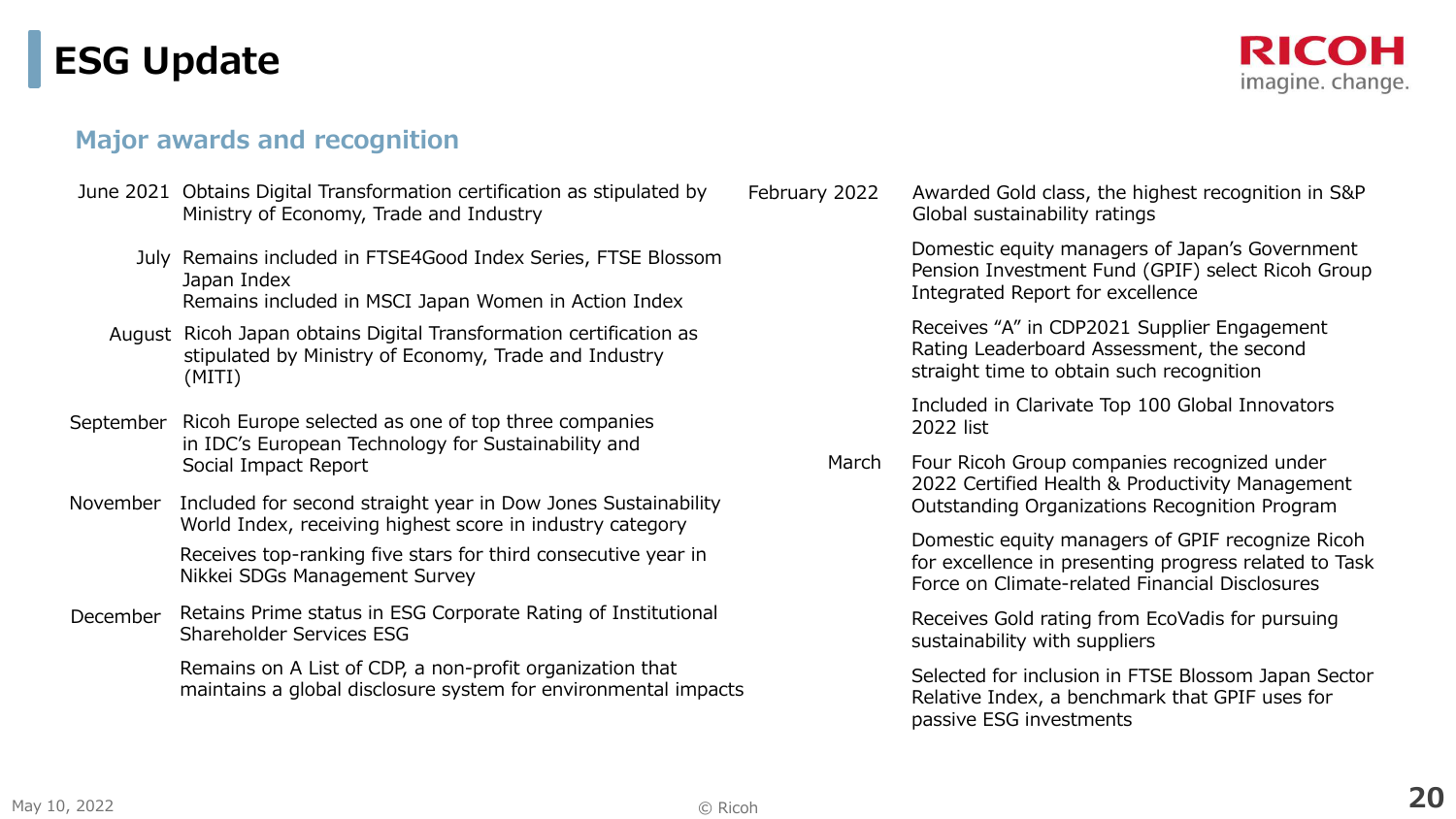# ESG Update

## Major awards and recognition

**June 2021**
- Obtains Digital Transformation certification as stipulated by Ministry of Economy, Trade and Industry

**July**
- Remains included in FTSE4Good Index Series, FTSE Blossom Japan Index
- Remains included in MSCI Japan Women in Action Index

**August**
- Ricoh Japan obtains Digital Transformation certification as stipulated by Ministry of Economy, Trade and Industry (MITI)

**September**
- Ricoh Europe selected as one of top three companies in IDC's European Technology for Sustainability and Social Impact Report

**November**
- Included for second straight year in Dow Jones Sustainability World Index, receiving highest score in industry category
- Receives top-ranking five stars for third consecutive year in Nikkei SDGs Management Survey

**December**
- Retains Prime status in ESG Corporate Rating of Institutional Shareholder Services ESG
- Remains on A List of CDP, a non-profit organization that maintains a global disclosure system for environmental impacts

**February 2022**
- Awarded Gold class, the highest recognition in S&P Global sustainability ratings
- Domestic equity managers of Japan's Government Pension Investment Fund (GPIF) select Ricoh Group Integrated Report for excellence
- Receives "A" in CDP2021 Supplier Engagement Rating Leaderboard Assessment, the second straight time to obtain such recognition
- Included in Clarivate Top 100 Global Innovators 2022 list

**March**
- Four Ricoh Group companies recognized under 2022 Certified Health & Productivity Management Outstanding Organizations Recognition Program
- Domestic equity managers of GPIF recognize Ricoh for excellence in presenting progress related to Task Force on Climate-related Financial Disclosures
- Receives Gold rating from EcoVadis for pursuing sustainability with suppliers
- Selected for inclusion in FTSE Blossom Japan Sector Relative Index, a benchmark that GPIF uses for passive ESG investments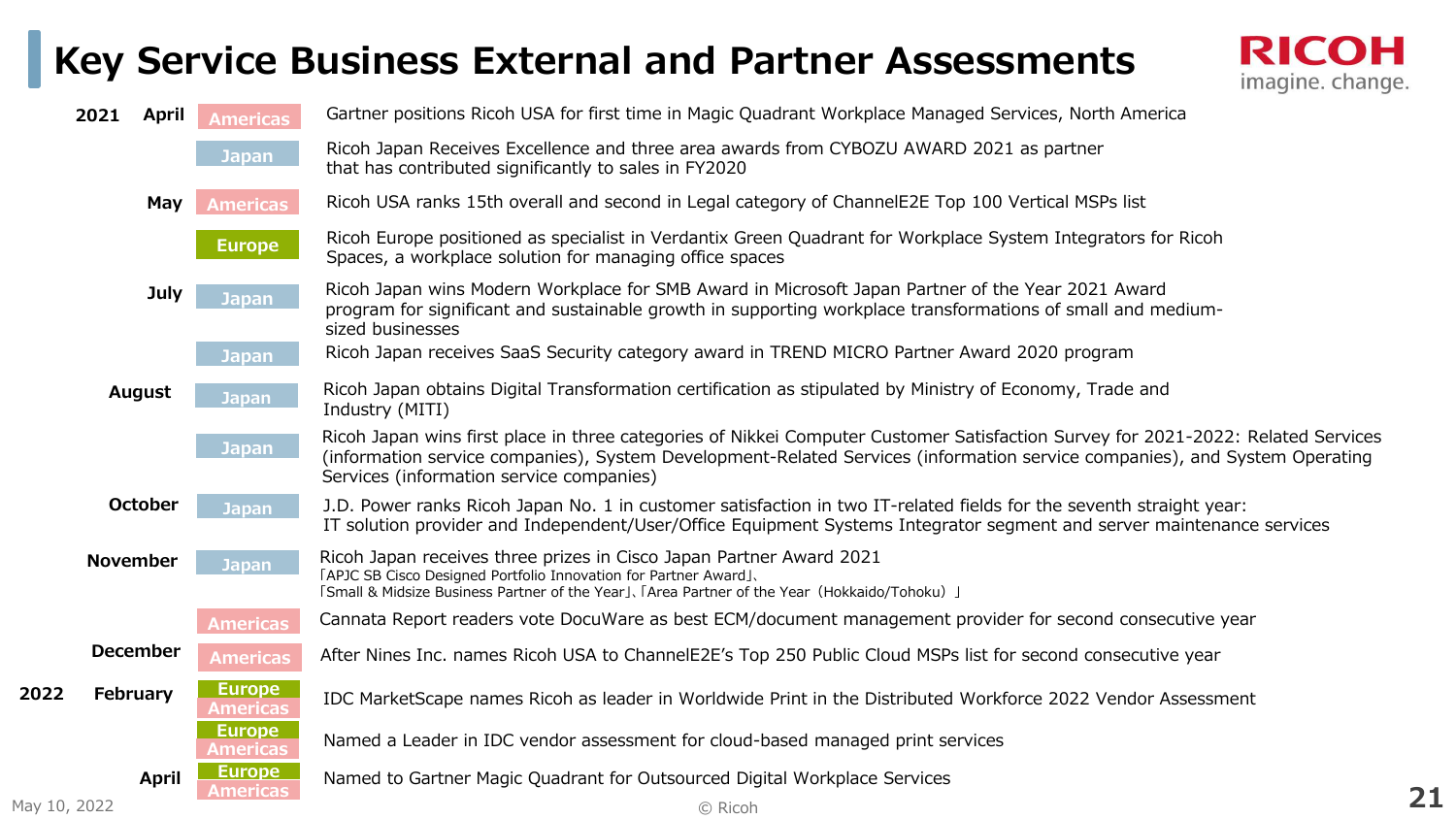# Key Service Business External and Partner Assessments

| Year | Month | Region | Assessment |
|---|---|---|---|
| 2021 | April | Americas | Gartner positions Ricoh USA for first time in Magic Quadrant Workplace Managed Services, North America |
| | | Japan | Ricoh Japan Receives Excellence and three area awards from CYBOZU AWARD 2021 as partner that has contributed significantly to sales in FY2020 |
| | May | Americas | Ricoh USA ranks 15th overall and second in Legal category of ChannelE2E Top 100 Vertical MSPs list |
| | | Europe | Ricoh Europe positioned as specialist in Verdantix Green Quadrant for Workplace System Integrators for Ricoh Spaces, a workplace solution for managing office spaces |
| | July | Japan | Ricoh Japan wins Modern Workplace for SMB Award in Microsoft Japan Partner of the Year 2021 Award program for significant and sustainable growth in supporting workplace transformations of small and medium-sized businesses |
| | | Japan | Ricoh Japan receives SaaS Security category award in TREND MICRO Partner Award 2020 program |
| | August | Japan | Ricoh Japan obtains Digital Transformation certification as stipulated by Ministry of Economy, Trade and Industry (MITI) |
| | | Japan | Ricoh Japan wins first place in three categories of Nikkei Computer Customer Satisfaction Survey for 2021-2022: Related Services (information service companies), System Development-Related Services (information service companies), and System Operating Services (information service companies) |
| | October | Japan | J.D. Power ranks Ricoh Japan No. 1 in customer satisfaction in two IT-related fields for the seventh straight year: IT solution provider and Independent/User/Office Equipment Systems Integrator segment and server maintenance services |
| | November | Japan | Ricoh Japan receives three prizes in Cisco Japan Partner Award 2021 「APJC SB Cisco Designed Portfolio Innovation for Partner Award」、「Small & Midsize Business Partner of the Year」、「Area Partner of the Year（Hokkaido/Tohoku）」 |
| | | Americas | Cannata Report readers vote DocuWare as best ECM/document management provider for second consecutive year |
| | December | Americas | After Nines Inc. names Ricoh USA to ChannelE2E's Top 250 Public Cloud MSPs list for second consecutive year |
| 2022 | February | Europe / Americas | IDC MarketScape names Ricoh as leader in Worldwide Print in the Distributed Workforce 2022 Vendor Assessment |
| | | Europe / Americas | Named a Leader in IDC vendor assessment for cloud-based managed print services |
| | April | Europe / Americas | Named to Gartner Magic Quadrant for Outsourced Digital Workplace Services |

May 10, 2022

© Ricoh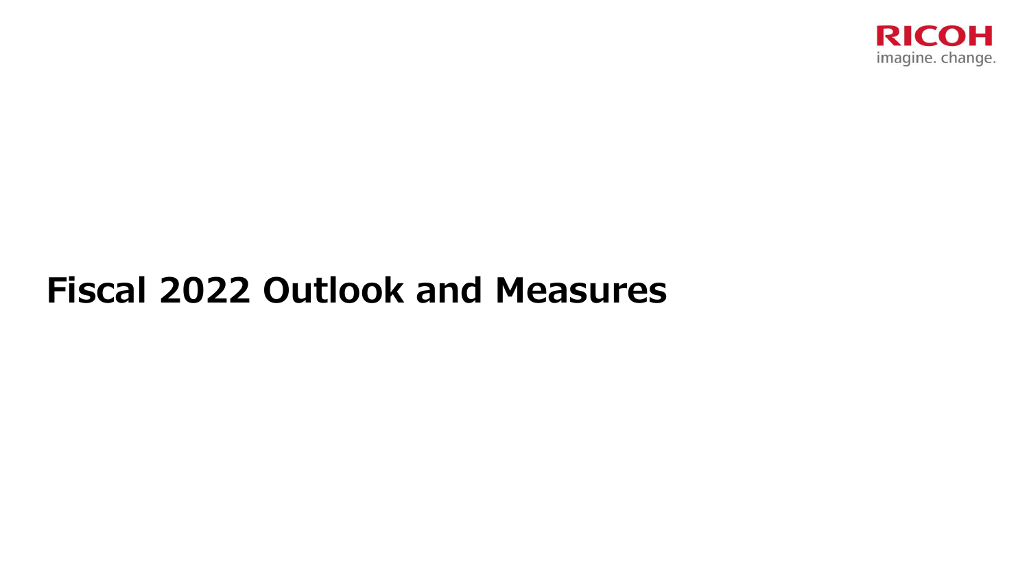# Fiscal 2022 Outlook and Measures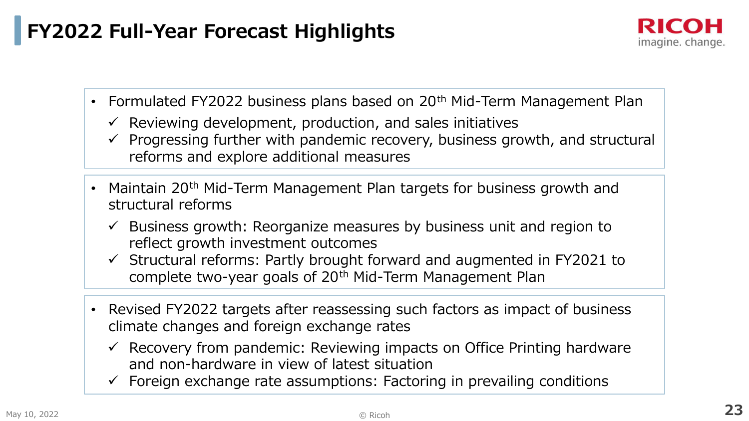# FY2022 Full-Year Forecast Highlights

- Formulated FY2022 business plans based on 20th Mid-Term Management Plan
  - ✓ Reviewing development, production, and sales initiatives
  - ✓ Progressing further with pandemic recovery, business growth, and structural reforms and explore additional measures

- Maintain 20th Mid-Term Management Plan targets for business growth and structural reforms
  - ✓ Business growth: Reorganize measures by business unit and region to reflect growth investment outcomes
  - ✓ Structural reforms: Partly brought forward and augmented in FY2021 to complete two-year goals of 20th Mid-Term Management Plan

- Revised FY2022 targets after reassessing such factors as impact of business climate changes and foreign exchange rates
  - ✓ Recovery from pandemic: Reviewing impacts on Office Printing hardware and non-hardware in view of latest situation
  - ✓ Foreign exchange rate assumptions: Factoring in prevailing conditions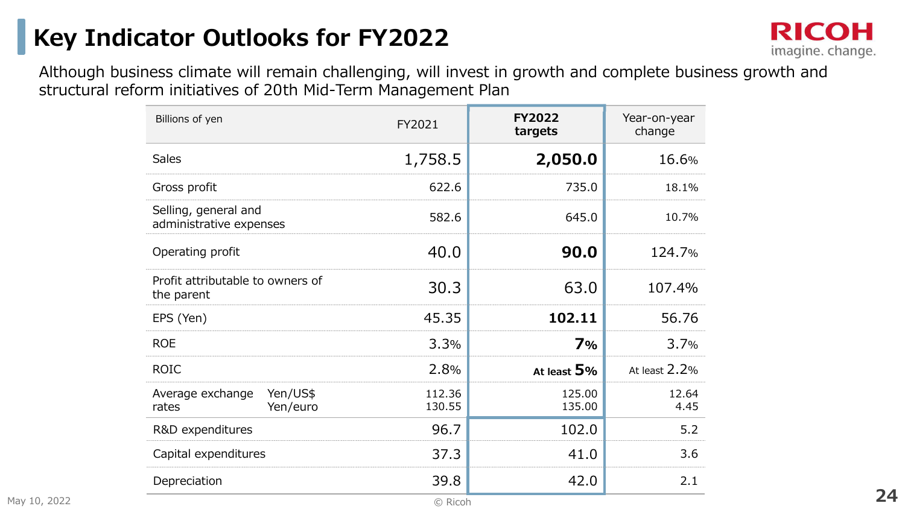# Key Indicator Outlooks for FY2022

Although business climate will remain challenging, will invest in growth and complete business growth and structural reform initiatives of 20th Mid-Term Management Plan

| Billions of yen | | FY2021 | **FY2022 targets** | Year-on-year change |
|---|---|---|---|---|
| Sales | | 1,758.5 | **2,050.0** | 16.6% |
| Gross profit | | 622.6 | 735.0 | 18.1% |
| Selling, general and administrative expenses | | 582.6 | 645.0 | 10.7% |
| Operating profit | | 40.0 | **90.0** | 124.7% |
| Profit attributable to owners of the parent | | 30.3 | 63.0 | 107.4% |
| EPS (Yen) | | 45.35 | **102.11** | 56.76 |
| ROE | | 3.3% | **7%** | 3.7% |
| ROIC | | 2.8% | **At least 5%** | At least 2.2% |
| Average exchange rates | Yen/US$ | 112.36 | 125.00 | 12.64 |
| | Yen/euro | 130.55 | 135.00 | 4.45 |
| R&D expenditures | | 96.7 | 102.0 | 5.2 |
| Capital expenditures | | 37.3 | 41.0 | 3.6 |
| Depreciation | | 39.8 | 42.0 | 2.1 |

May 10, 2022

© Ricoh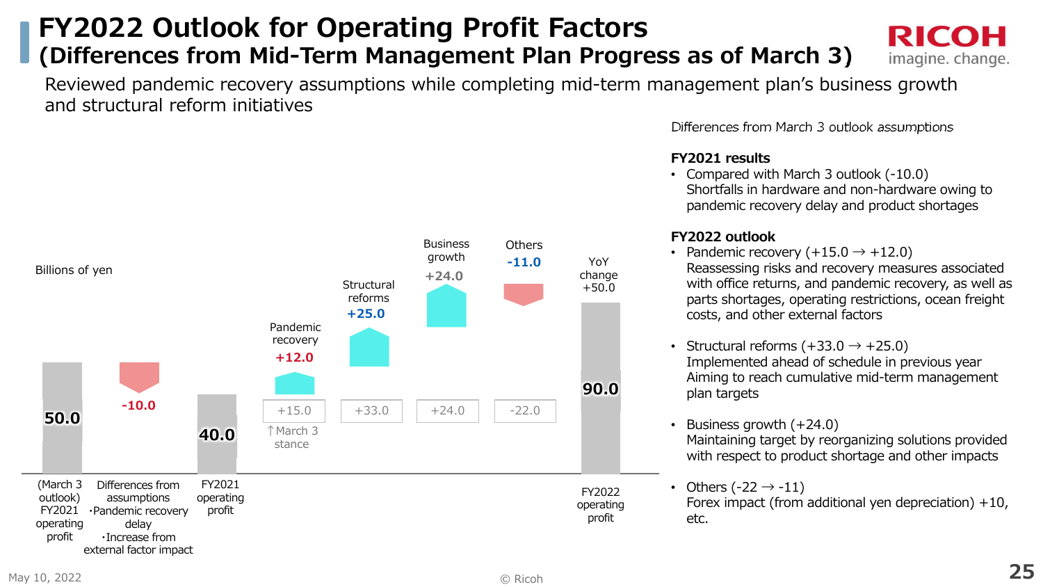# FY2022 Outlook for Operating Profit Factors
## (Differences from Mid-Term Management Plan Progress as of March 3)

Reviewed pandemic recovery assumptions while completing mid-term management plan's business growth and structural reform initiatives

Billions of yen

| (March 3 outlook) FY2021 operating profit | Differences from assumptions ・Pandemic recovery delay ・Increase from external factor impact | FY2021 operating profit | Pandemic recovery | Structural reforms | Business growth | Others | FY2022 operating profit |
|---|---|---|---|---|---|---|---|
| 50.0 | -10.0 | 40.0 | +12.0 | +25.0 | +24.0 | -11.0 | 90.0 |
| | | ↑March 3 stance | +15.0 | +33.0 | +24.0 | -22.0 | YoY change +50.0 |

Differences from March 3 outlook assumptions

**FY2021 results**

- Compared with March 3 outlook (-10.0)
  Shortfalls in hardware and non-hardware owing to pandemic recovery delay and product shortages

**FY2022 outlook**

- Pandemic recovery (+15.0 → +12.0)
  Reassessing risks and recovery measures associated with office returns, and pandemic recovery, as well as parts shortages, operating restrictions, ocean freight costs, and other external factors
- Structural reforms (+33.0 → +25.0)
  Implemented ahead of schedule in previous year
  Aiming to reach cumulative mid-term management plan targets
- Business growth (+24.0)
  Maintaining target by reorganizing solutions provided with respect to product shortage and other impacts
- Others (-22 → -11)
  Forex impact (from additional yen depreciation) +10, etc.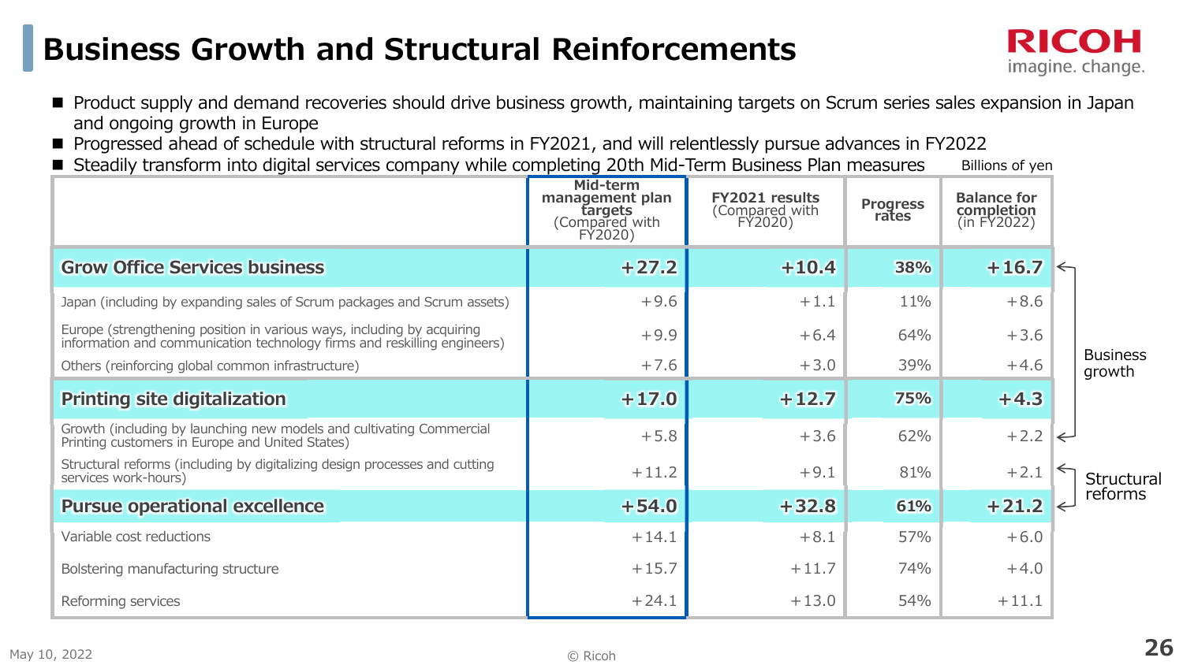# Business Growth and Structural Reinforcements

- Product supply and demand recoveries should drive business growth, maintaining targets on Scrum series sales expansion in Japan and ongoing growth in Europe
- Progressed ahead of schedule with structural reforms in FY2021, and will relentlessly pursue advances in FY2022
- Steadily transform into digital services company while completing 20th Mid-Term Business Plan measures

Billions of yen

| | Mid-term management plan targets (Compared with FY2020) | FY2021 results (Compared with FY2020) | Progress rates | Balance for completion (in FY2022) | |
|---|---|---|---|---|---|
| **Grow Office Services business** | **+27.2** | **+10.4** | **38%** | **+16.7** | Business growth |
| Japan (including by expanding sales of Scrum packages and Scrum assets) | +9.6 | +1.1 | 11% | +8.6 | Business growth |
| Europe (strengthening position in various ways, including by acquiring information and communication technology firms and reskilling engineers) | +9.9 | +6.4 | 64% | +3.6 | Business growth |
| Others (reinforcing global common infrastructure) | +7.6 | +3.0 | 39% | +4.6 | Business growth |
| **Printing site digitalization** | **+17.0** | **+12.7** | **75%** | **+4.3** | |
| Growth (including by launching new models and cultivating Commercial Printing customers in Europe and United States) | +5.8 | +3.6 | 62% | +2.2 | Business growth |
| Structural reforms (including by digitalizing design processes and cutting services work-hours) | +11.2 | +9.1 | 81% | +2.1 | Structural reforms |
| **Pursue operational excellence** | **+54.0** | **+32.8** | **61%** | **+21.2** | Structural reforms |
| Variable cost reductions | +14.1 | +8.1 | 57% | +6.0 | |
| Bolstering manufacturing structure | +15.7 | +11.7 | 74% | +4.0 | |
| Reforming services | +24.1 | +13.0 | 54% | +11.1 | |

May 10, 2022

© Ricoh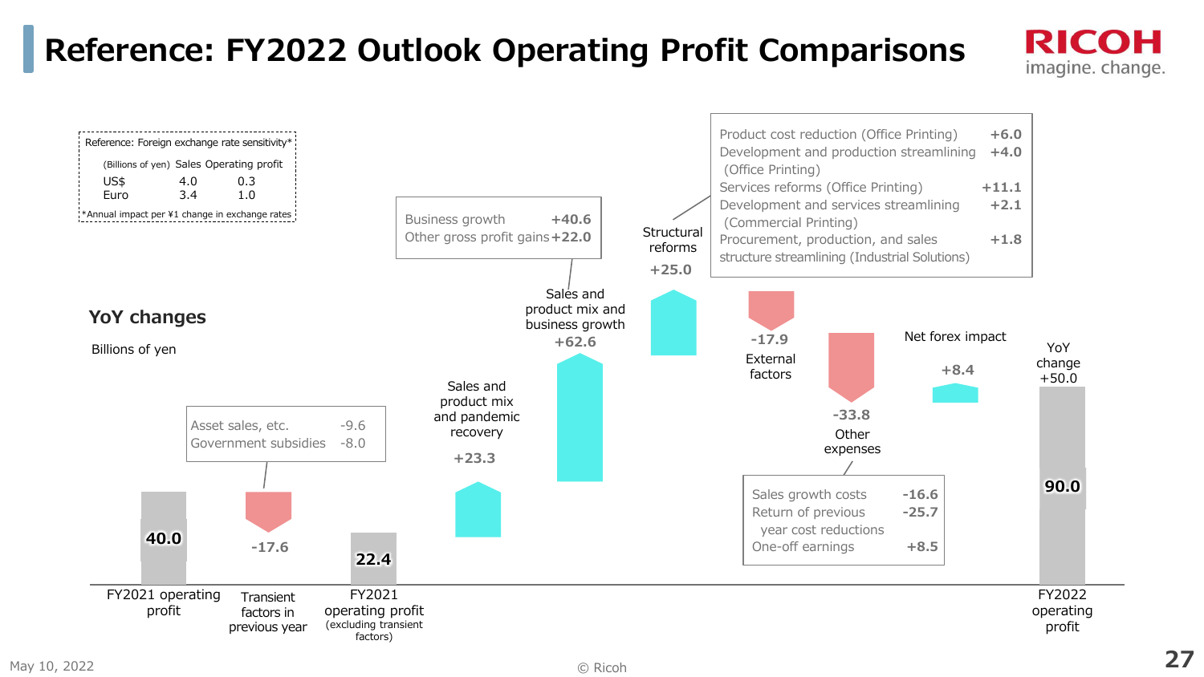# Reference: FY2022 Outlook Operating Profit Comparisons

Reference: Foreign exchange rate sensitivity*

| (Billions of yen) | Sales | Operating profit |
|---|---|---|
| US$ | 4.0 | 0.3 |
| Euro | 3.4 | 1.0 |

*Annual impact per ¥1 change in exchange rates

## YoY changes

Billions of yen

| Item | Amount |
|---|---|
| FY2021 operating profit | 40.0 |
| Transient factors in previous year | -17.6 |
| FY2021 operating profit (excluding transient factors) | 22.4 |
| Sales and product mix and pandemic recovery | +23.3 |
| Sales and product mix and business growth | +62.6 |
| Structural reforms | +25.0 |
| External factors | -17.9 |
| Other expenses | -33.8 |
| Net forex impact | +8.4 |
| FY2022 operating profit | 90.0 |

YoY change +50.0

**Transient factors in previous year (-17.6):**

| | |
|---|---|
| Asset sales, etc. | -9.6 |
| Government subsidies | -8.0 |

**Sales and product mix and business growth (+62.6):**

| | |
|---|---|
| Business growth | +40.6 |
| Other gross profit gains | +22.0 |

**Structural reforms (+25.0):**

| | |
|---|---|
| Product cost reduction (Office Printing) | +6.0 |
| Development and production streamlining (Office Printing) | +4.0 |
| Services reforms (Office Printing) | +11.1 |
| Development and services streamlining (Commercial Printing) | +2.1 |
| Procurement, production, and sales structure streamlining (Industrial Solutions) | +1.8 |

**Other expenses (-33.8):**

| | |
|---|---|
| Sales growth costs | -16.6 |
| Return of previous year cost reductions | -25.7 |
| One-off earnings | +8.5 |

May 10, 2022

© Ricoh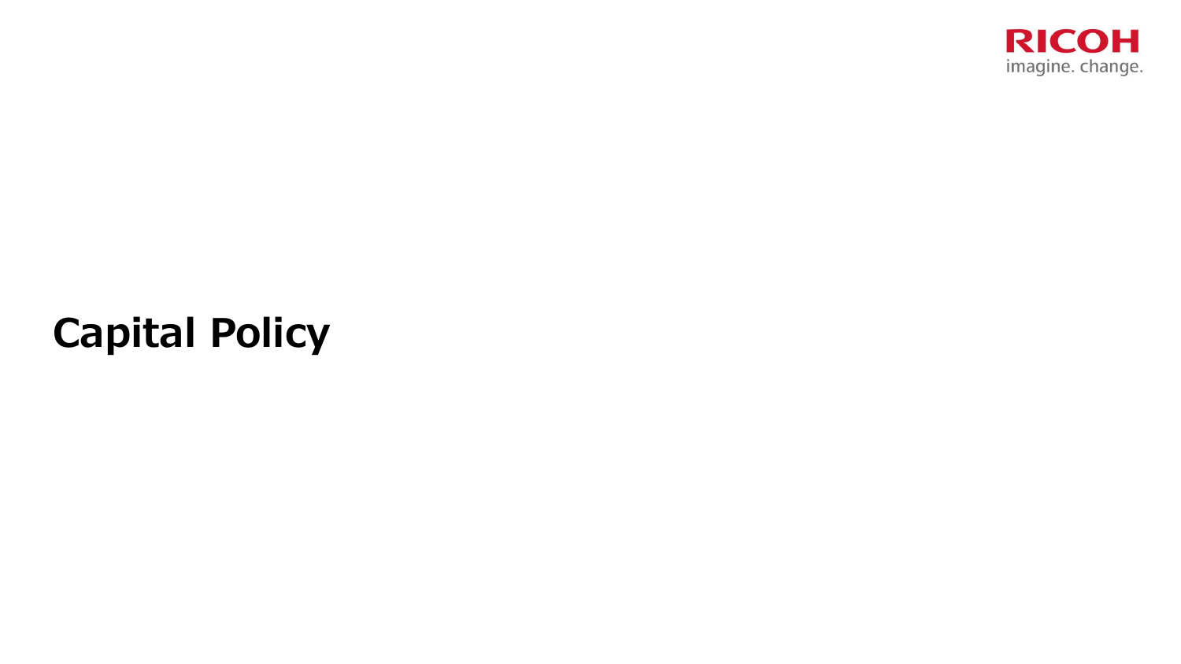# Capital Policy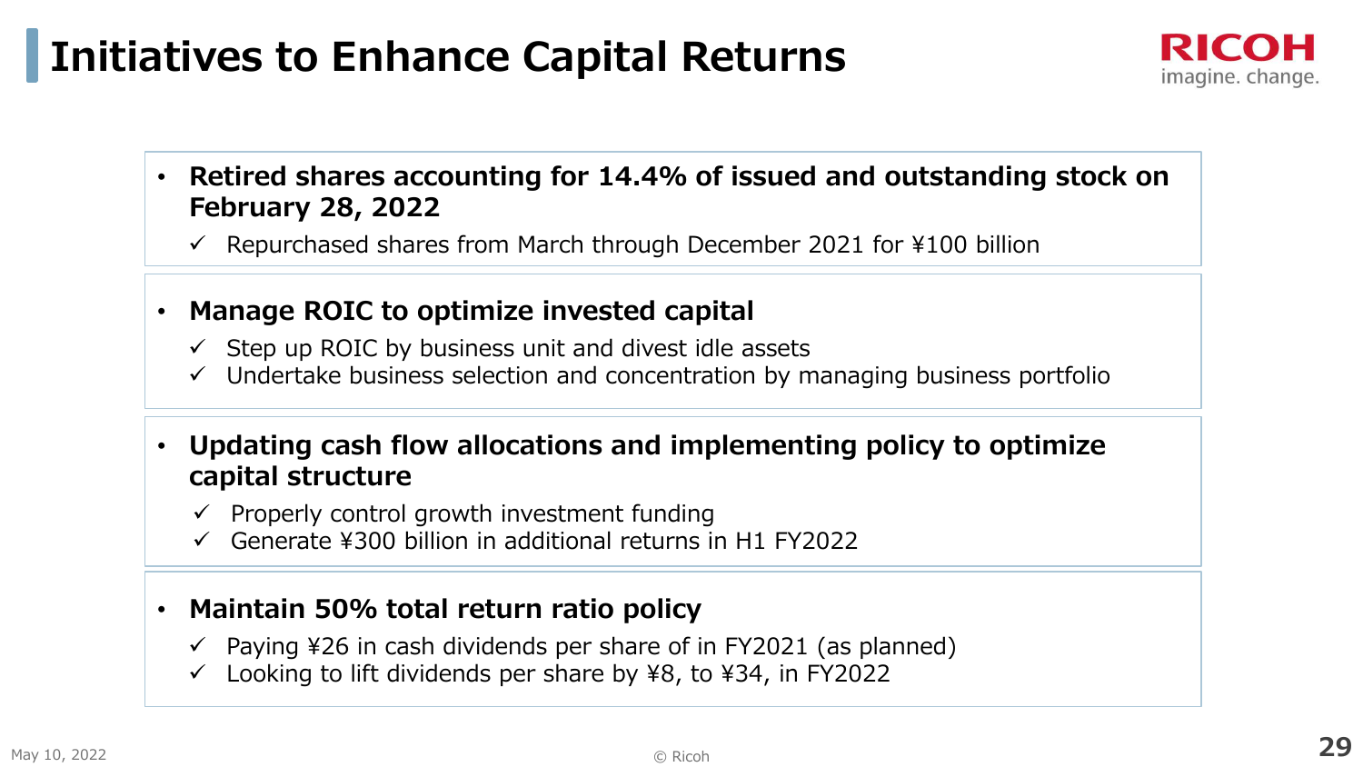# Initiatives to Enhance Capital Returns

- **Retired shares accounting for 14.4% of issued and outstanding stock on February 28, 2022**
  - ✓ Repurchased shares from March through December 2021 for ¥100 billion

- **Manage ROIC to optimize invested capital**
  - ✓ Step up ROIC by business unit and divest idle assets
  - ✓ Undertake business selection and concentration by managing business portfolio

- **Updating cash flow allocations and implementing policy to optimize capital structure**
  - ✓ Properly control growth investment funding
  - ✓ Generate ¥300 billion in additional returns in H1 FY2022

- **Maintain 50% total return ratio policy**
  - ✓ Paying ¥26 in cash dividends per share of in FY2021 (as planned)
  - ✓ Looking to lift dividends per share by ¥8, to ¥34, in FY2022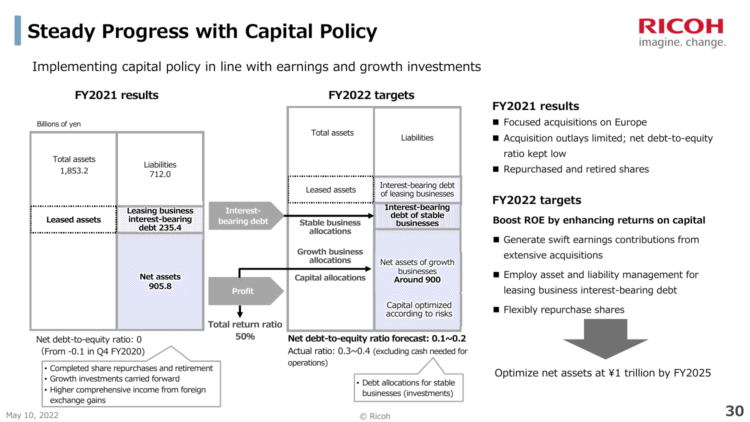# Steady Progress with Capital Policy

Implementing capital policy in line with earnings and growth investments

### FY2021 results

Billions of yen

| Total assets 1,853.2 | Liabilities 712.0 |
|---|---|
| Leased assets | **Leasing business interest-bearing debt 235.4** |
| | **Net assets 905.8** |

Net debt-to-equity ratio: 0
(From -0.1 in Q4 FY2020)

- Completed share repurchases and retirement
- Growth investments carried forward
- Higher comprehensive income from foreign exchange gains

**Interest-bearing debt** → **Stable business allocations**

**Profit** → **Growth business allocations**

**Total return ratio 50%**

### FY2022 targets

| Total assets | Liabilities |
|---|---|
| Leased assets | Interest-bearing debt of leasing businesses |
| **Stable business allocations** | **Interest-bearing debt of stable businesses** |
| **Growth business allocations** | Net assets of growth businesses **Around 900** |
| **Capital allocations** | Capital optimized according to risks |

**Net debt-to-equity ratio forecast: 0.1~0.2**
Actual ratio: 0.3~0.4 (excluding cash needed for operations)

- Debt allocations for stable businesses (investments)

### FY2021 results

- Focused acquisitions on Europe
- Acquisition outlays limited; net debt-to-equity ratio kept low
- Repurchased and retired shares

### FY2022 targets

**Boost ROE by enhancing returns on capital**

- Generate swift earnings contributions from extensive acquisitions
- Employ asset and liability management for leasing business interest-bearing debt
- Flexibly repurchase shares

Optimize net assets at ¥1 trillion by FY2025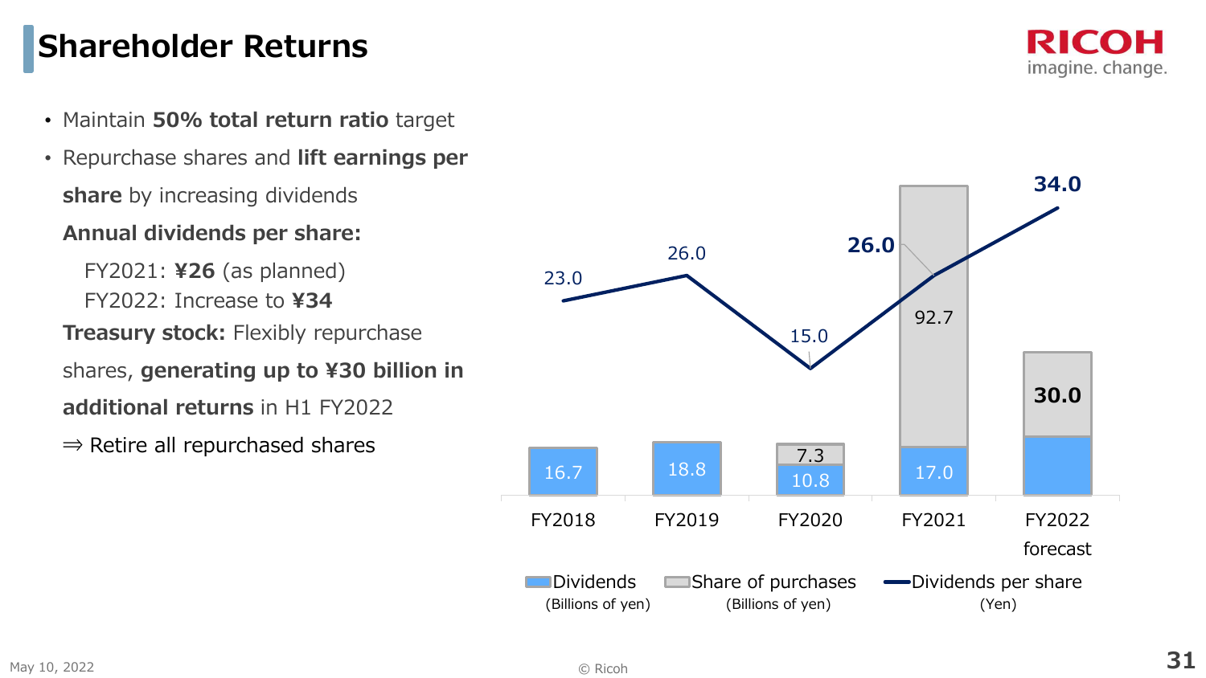# Shareholder Returns

- Maintain **50% total return ratio** target
- Repurchase shares and **lift earnings per share** by increasing dividends

  **Annual dividends per share:**

  FY2021: **¥26** (as planned)
  FY2022: Increase to **¥34**

  **Treasury stock:** Flexibly repurchase shares, **generating up to ¥30 billion in additional returns** in H1 FY2022

  ⇒ Retire all repurchased shares

| | FY2018 | FY2019 | FY2020 | FY2021 | FY2022 forecast |
|---|---|---|---|---|---|
| Dividends (Billions of yen) | 16.7 | 18.8 | 10.8 | 17.0 | |
| Share of purchases (Billions of yen) | | | 7.3 | 92.7 | 30.0 |
| Dividends per share (Yen) | 23.0 | 26.0 | 15.0 | 26.0 | 34.0 |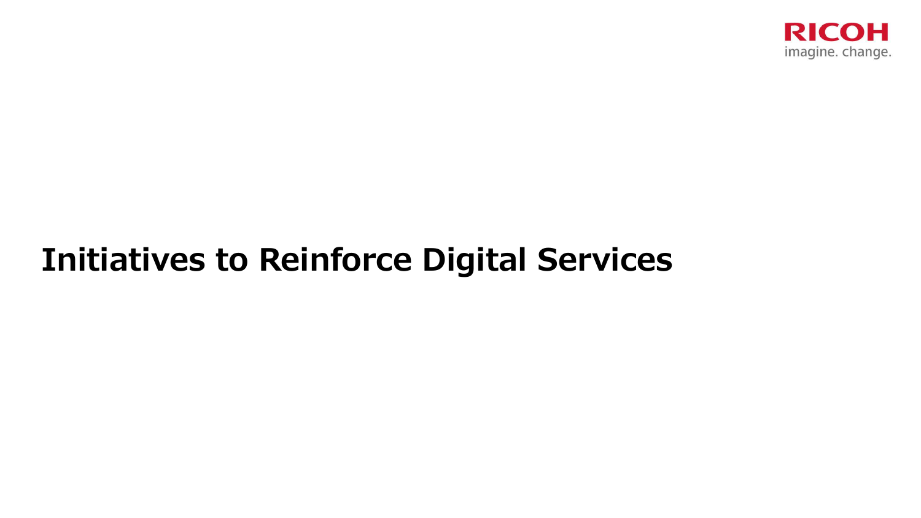# Initiatives to Reinforce Digital Services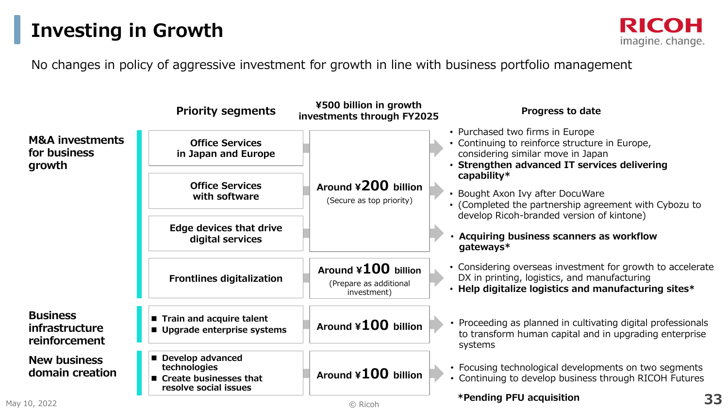# Investing in Growth

No changes in policy of aggressive investment for growth in line with business portfolio management

| | Priority segments | ¥500 billion in growth investments through FY2025 | Progress to date |
|---|---|---|---|
| **M&A investments for business growth** | **Office Services in Japan and Europe** | **Around ¥200 billion** (Secure as top priority) | • Purchased two firms in Europe<br>• Continuing to reinforce structure in Europe, considering similar move in Japan<br>• **Strengthen advanced IT services delivering capability*** |
| | **Office Services with software** | | • Bought Axon Ivy after DocuWare<br>• (Completed the partnership agreement with Cybozu to develop Ricoh-branded version of kintone) |
| | **Edge devices that drive digital services** | | • **Acquiring business scanners as workflow gateways*** |
| | **Frontlines digitalization** | **Around ¥100 billion** (Prepare as additional investment) | • Considering overseas investment for growth to accelerate DX in printing, logistics, and manufacturing<br>• **Help digitalize logistics and manufacturing sites*** |
| **Business infrastructure reinforcement** | ■ **Train and acquire talent**<br>■ **Upgrade enterprise systems** | **Around ¥100 billion** | • Proceeding as planned in cultivating digital professionals to transform human capital and in upgrading enterprise systems |
| **New business domain creation** | ■ **Develop advanced technologies**<br>■ **Create businesses that resolve social issues** | **Around ¥100 billion** | • Focusing technological developments on two segments<br>• Continuing to develop business through RICOH Futures |

***Pending PFU acquisition**

May 10, 2022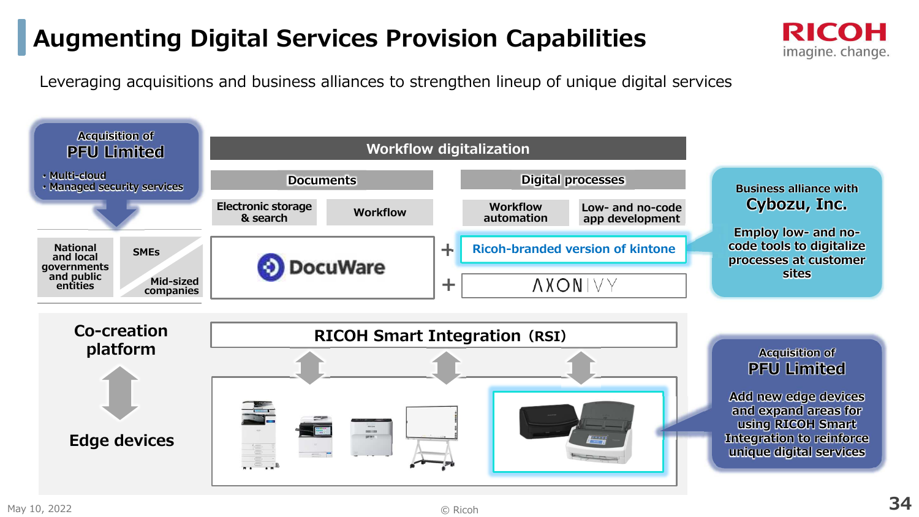# Augmenting Digital Services Provision Capabilities

Leveraging acquisitions and business alliances to strengthen lineup of unique digital services

**Acquisition of PFU Limited**

- Multi-cloud
- Managed security services

National and local governments and public entities

SMEs

Mid-sized companies

**Workflow digitalization**

| Documents | | Digital processes | |
|---|---|---|---|
| Electronic storage & search | Workflow | Workflow automation | Low- and no-code app development |

DocuWare + Ricoh-branded version of kintone + AXONIVY

**Business alliance with Cybozu, Inc.**

Employ low- and no-code tools to digitalize processes at customer sites

**Co-creation platform** ↔ **Edge devices**

**RICOH Smart Integration (RSI)**

**Acquisition of PFU Limited**

Add new edge devices and expand areas for using RICOH Smart Integration to reinforce unique digital services

May 10, 2022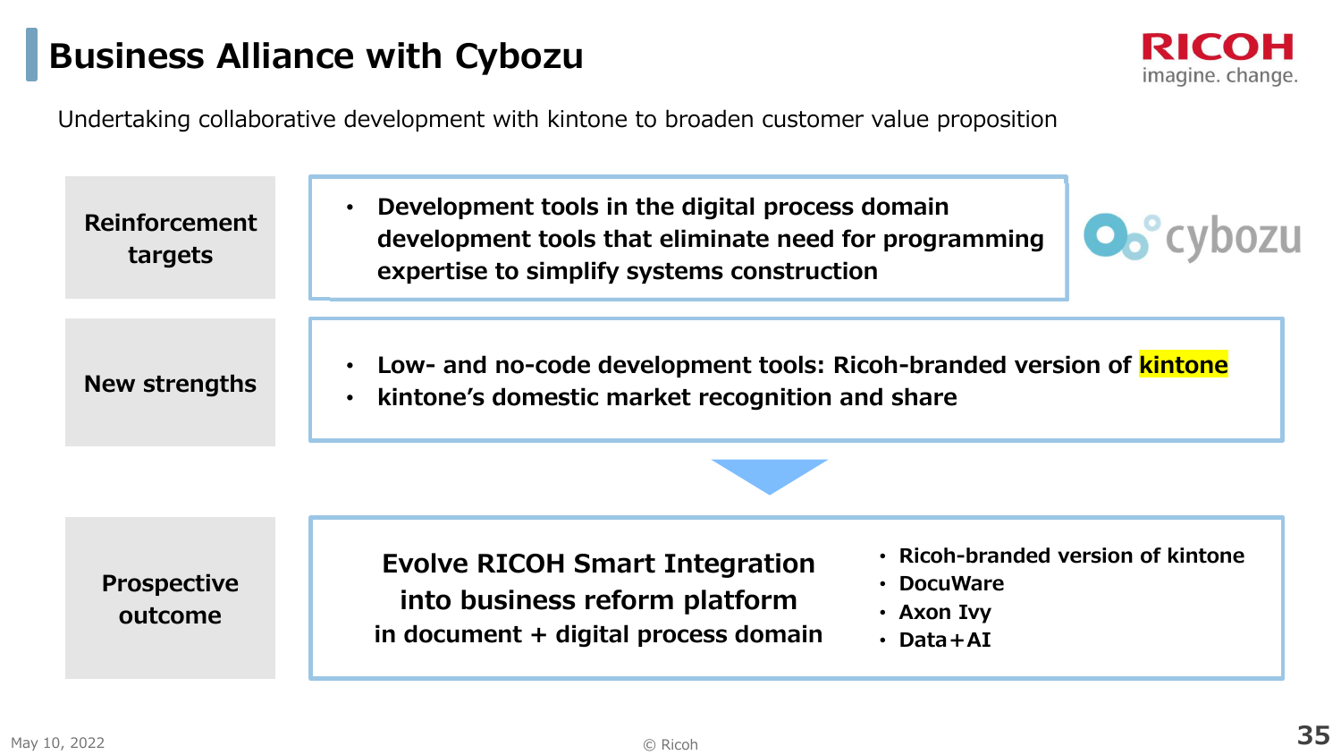# Business Alliance with Cybozu

Undertaking collaborative development with kintone to broaden customer value proposition

**Reinforcement targets**

- **Development tools in the digital process domain development tools that eliminate need for programming expertise to simplify systems construction**

cybozu

**New strengths**

- **Low- and no-code development tools: Ricoh-branded version of kintone**
- **kintone's domestic market recognition and share**

**Prospective outcome**

**Evolve RICOH Smart Integration into business reform platform in document + digital process domain**

- **Ricoh-branded version of kintone**
- **DocuWare**
- **Axon Ivy**
- **Data+AI**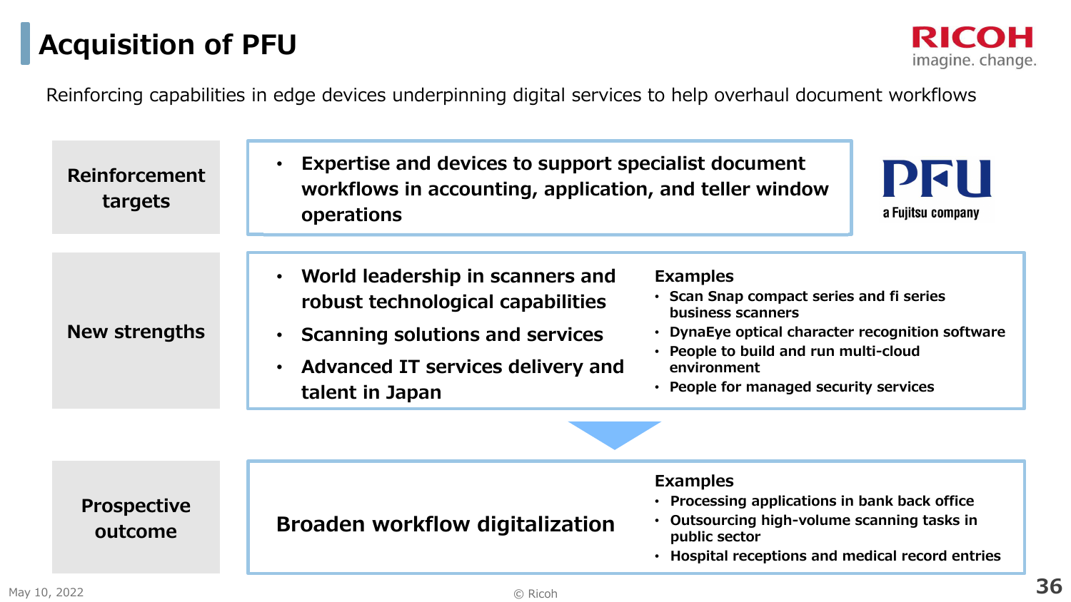# Acquisition of PFU

Reinforcing capabilities in edge devices underpinning digital services to help overhaul document workflows

**Reinforcement targets**

- Expertise and devices to support specialist document workflows in accounting, application, and teller window operations

PFU
a Fujitsu company

**New strengths**

- World leadership in scanners and robust technological capabilities
- Scanning solutions and services
- Advanced IT services delivery and talent in Japan

Examples
- Scan Snap compact series and fi series business scanners
- DynaEye optical character recognition software
- People to build and run multi-cloud environment
- People for managed security services

**Prospective outcome**

Broaden workflow digitalization

Examples
- Processing applications in bank back office
- Outsourcing high-volume scanning tasks in public sector
- Hospital receptions and medical record entries

May 10, 2022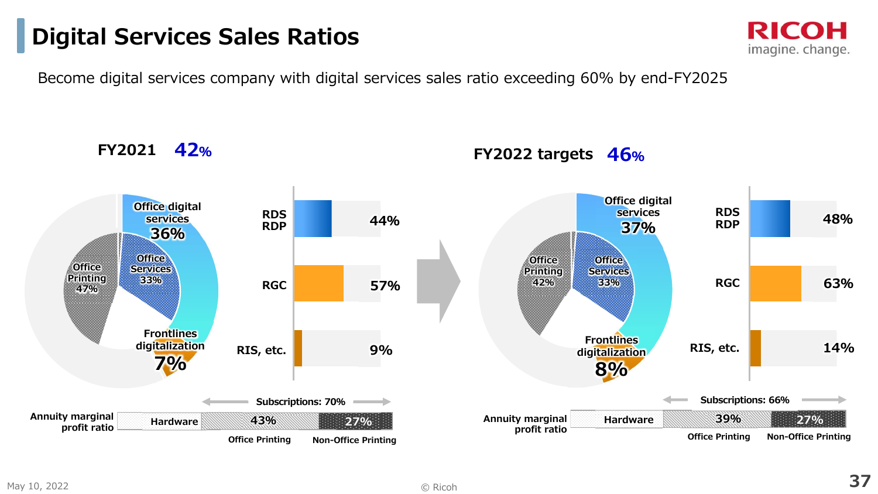# Digital Services Sales Ratios

Become digital services company with digital services sales ratio exceeding 60% by end-FY2025

## FY2021 42%

- Office digital services 36%
- Office Services 33%
- Office Printing 47%
- Frontlines digitalization 7%

| | |
|---|---|
| RDS RDP | 44% |
| RGC | 57% |
| RIS, etc. | 9% |

Annuity marginal profit ratio: Hardware | 43% (Office Printing) | 27% (Non-Office Printing) — Subscriptions: 70%

## FY2022 targets 46%

- Office digital services 37%
- Office Services 33%
- Office Printing 42%
- Frontlines digitalization 8%

| | |
|---|---|
| RDS RDP | 48% |
| RGC | 63% |
| RIS, etc. | 14% |

Annuity marginal profit ratio: Hardware | 39% (Office Printing) | 27% (Non-Office Printing) — Subscriptions: 66%

May 10, 2022 © Ricoh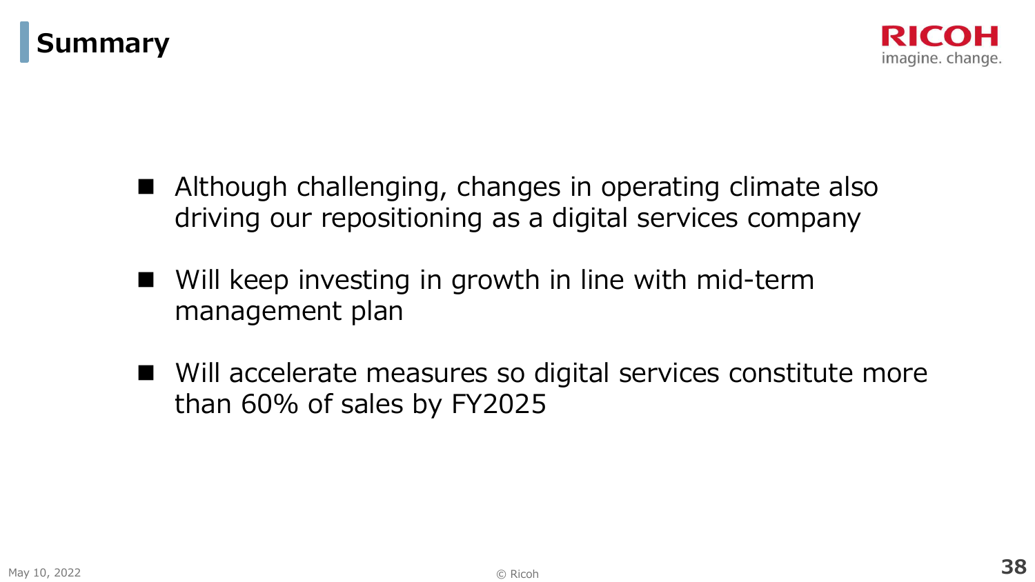# Summary

- Although challenging, changes in operating climate also driving our repositioning as a digital services company
- Will keep investing in growth in line with mid-term management plan
- Will accelerate measures so digital services constitute more than 60% of sales by FY2025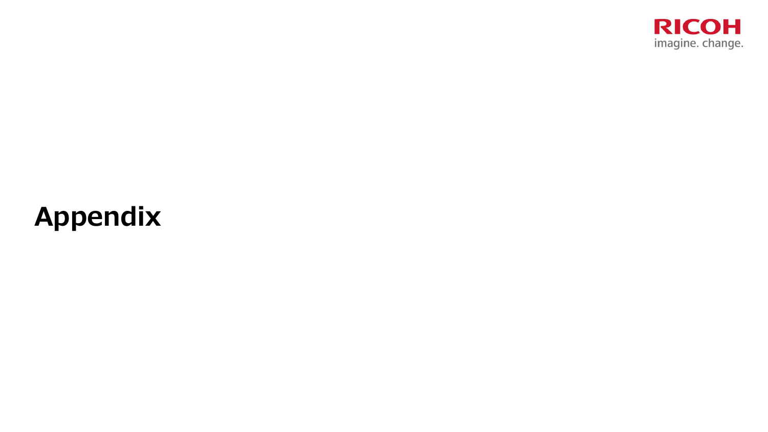# Appendix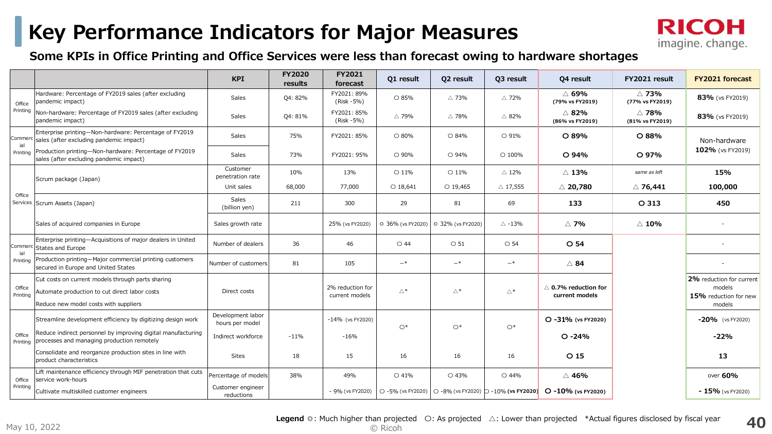# Key Performance Indicators for Major Measures

## Some KPIs in Office Printing and Office Services were less than forecast owing to hardware shortages

| | | KPI | FY2020 results | FY2021 forecast | Q1 result | Q2 result | Q3 result | Q4 result | FY2021 result | FY2021 forecast |
|---|---|---|---|---|---|---|---|---|---|---|
| Office Printing | Hardware: Percentage of FY2019 sales (after excluding pandemic impact) | Sales | Q4: 82% | FY2021: 89% (Risk -5%) | ○ 85% | △ 73% | △ 72% | △ 69% (79% vs FY2019) | △ 73% (77% vs FY2019) | 83% (vs FY2019) |
| | Non-hardware: Percentage of FY2019 sales (after excluding pandemic impact) | Sales | Q4: 81% | FY2021: 85% (Risk -5%) | △ 79% | △ 78% | △ 82% | △ 82% (86% vs FY2019) | △ 78% (81% vs FY2019) | 83% (vs FY2019) |
| Commercial Printing | Enterprise printing—Non-hardware: Percentage of FY2019 sales (after excluding pandemic impact) | Sales | 75% | FY2021: 85% | ○ 80% | ○ 84% | ○ 91% | ○ 89% | ○ 88% | Non-hardware 102% (vs FY2019) |
| | Production printing—Non-hardware: Percentage of FY2019 sales (after excluding pandemic impact) | Sales | 73% | FY2021: 95% | ○ 90% | ○ 94% | ○ 100% | ○ 94% | ○ 97% | |
| Office Services | Scrum package (Japan) | Customer penetration rate | 10% | 13% | ○ 11% | ○ 11% | △ 12% | △ 13% | same as left | 15% |
| | | Unit sales | 68,000 | 77,000 | ○ 18,641 | ○ 19,465 | △ 17,555 | △ 20,780 | △ 76,441 | 100,000 |
| | Scrum Assets (Japan) | Sales (billion yen) | 211 | 300 | 29 | 81 | 69 | 133 | ○ 313 | 450 |
| | Sales of acquired companies in Europe | Sales growth rate | | 25% (vs FY2020) | ◎ 36% (vs FY2020) | ◎ 32% (vs FY2020) | △ -13% | △ 7% | △ 10% | - |
| Commercial Printing | Enterprise printing—Acquisitions of major dealers in United States and Europe | Number of dealers | 36 | 46 | ○ 44 | ○ 51 | ○ 54 | ○ 54 | | - |
| | Production printing—Major commercial printing customers secured in Europe and United States | Number of customers | 81 | 105 | —* | —* | —* | △ 84 | | - |
| Office Printing | Cut costs on current models through parts sharing / Automate production to cut direct labor costs / Reduce new model costs with suppliers | Direct costs | | 2% reduction for current models | △* | △* | △* | △ 0.7% reduction for current models | | 2% reduction for current models 15% reduction for new models |
| Office Printing | Streamline development efficiency by digitizing design work | Development labor hours per model | | -14% (vs FY2020) | ○* | ○* | ○* | ○ -31% (vs FY2020) | | -20% (vs FY2020) |
| | Reduce indirect personnel by improving digital manufacturing processes and managing production remotely | Indirect workforce | -11% | -16% | | | | ○ -24% | | -22% |
| | Consolidate and reorganize production sites in line with product characteristics | Sites | 18 | 15 | 16 | 16 | 16 | ○ 15 | | 13 |
| Office Printing | Lift maintenance efficiency through MIF penetration that cuts service work-hours | Percentage of models | 38% | 49% | ○ 41% | ○ 43% | ○ 44% | △ 46% | | over 60% |
| | Cultivate multiskilled customer engineers | Customer engineer reductions | | - 9% (vs FY2020) | ○ -5% (vs FY2020) | ○ -8% (vs FY2020) | ○ -10% (vs FY2020) | ○ -10% (vs FY2020) | | - 15% (vs FY2020) |

**Legend** ◎: Much higher than projected ○: As projected △: Lower than projected *Actual figures disclosed by fiscal year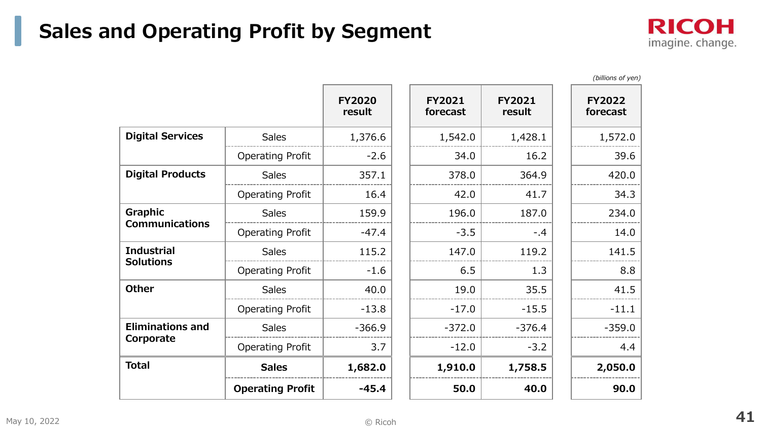# Sales and Operating Profit by Segment

*(billions of yen)*

| | | FY2020 result | FY2021 forecast | FY2021 result | FY2022 forecast |
|---|---|---|---|---|---|
| **Digital Services** | Sales | 1,376.6 | 1,542.0 | 1,428.1 | 1,572.0 |
| | Operating Profit | -2.6 | 34.0 | 16.2 | 39.6 |
| **Digital Products** | Sales | 357.1 | 378.0 | 364.9 | 420.0 |
| | Operating Profit | 16.4 | 42.0 | 41.7 | 34.3 |
| **Graphic Communications** | Sales | 159.9 | 196.0 | 187.0 | 234.0 |
| | Operating Profit | -47.4 | -3.5 | -.4 | 14.0 |
| **Industrial Solutions** | Sales | 115.2 | 147.0 | 119.2 | 141.5 |
| | Operating Profit | -1.6 | 6.5 | 1.3 | 8.8 |
| **Other** | Sales | 40.0 | 19.0 | 35.5 | 41.5 |
| | Operating Profit | -13.8 | -17.0 | -15.5 | -11.1 |
| **Eliminations and Corporate** | Sales | -366.9 | -372.0 | -376.4 | -359.0 |
| | Operating Profit | 3.7 | -12.0 | -3.2 | 4.4 |
| **Total** | **Sales** | **1,682.0** | **1,910.0** | **1,758.5** | **2,050.0** |
| | **Operating Profit** | **-45.4** | **50.0** | **40.0** | **90.0** |

May 10, 2022

© Ricoh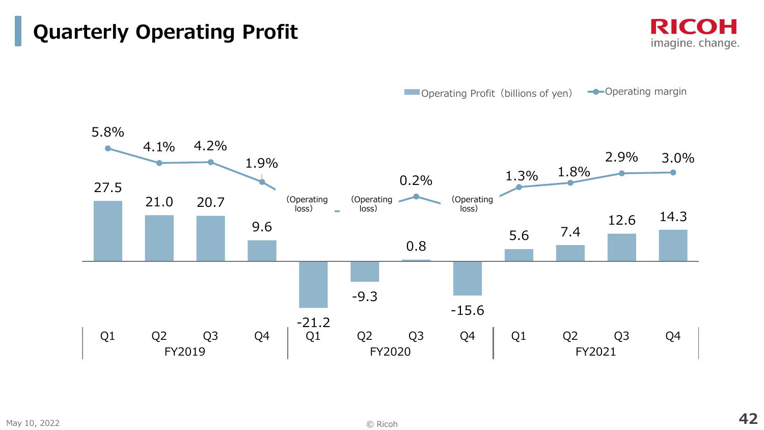# Quarterly Operating Profit

| | FY2019 Q1 | FY2019 Q2 | FY2019 Q3 | FY2019 Q4 | FY2020 Q1 | FY2020 Q2 | FY2020 Q3 | FY2020 Q4 | FY2021 Q1 | FY2021 Q2 | FY2021 Q3 | FY2021 Q4 |
|---|---|---|---|---|---|---|---|---|---|---|---|---|
| Operating Profit (billions of yen) | 27.5 | 21.0 | 20.7 | 9.6 | -21.2 | -9.3 | 0.8 | -15.6 | 5.6 | 7.4 | 12.6 | 14.3 |
| Operating margin | 5.8% | 4.1% | 4.2% | 1.9% | (Operating loss) | (Operating loss) | 0.2% | (Operating loss) | 1.3% | 1.8% | 2.9% | 3.0% |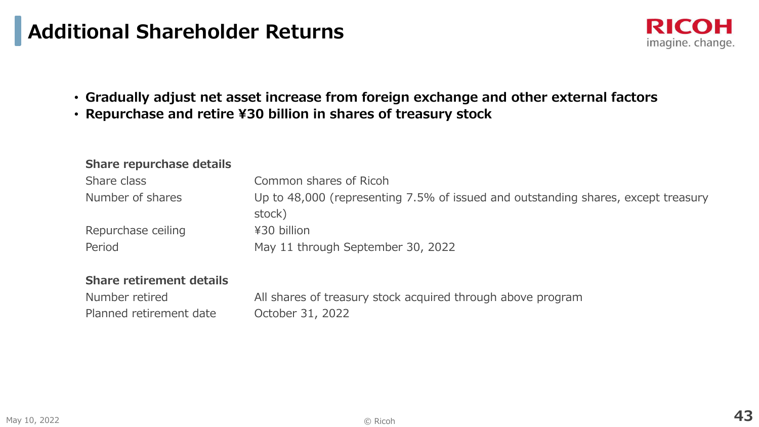# Additional Shareholder Returns

- **Gradually adjust net asset increase from foreign exchange and other external factors**
- **Repurchase and retire ¥30 billion in shares of treasury stock**

**Share repurchase details**

| | |
|---|---|
| Share class | Common shares of Ricoh |
| Number of shares | Up to 48,000 (representing 7.5% of issued and outstanding shares, except treasury stock) |
| Repurchase ceiling | ¥30 billion |
| Period | May 11 through September 30, 2022 |

**Share retirement details**

| | |
|---|---|
| Number retired | All shares of treasury stock acquired through above program |
| Planned retirement date | October 31, 2022 |

May 10, 2022

© Ricoh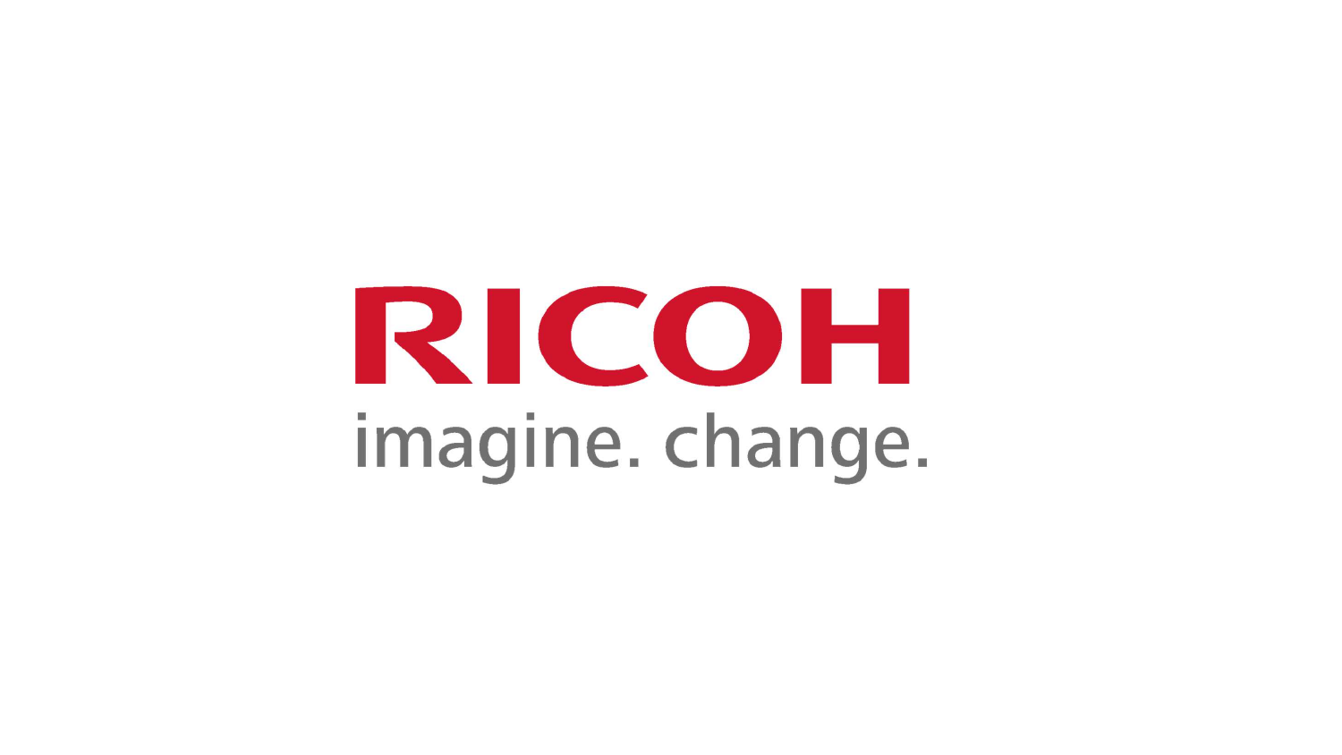RICOH

imagine. change.